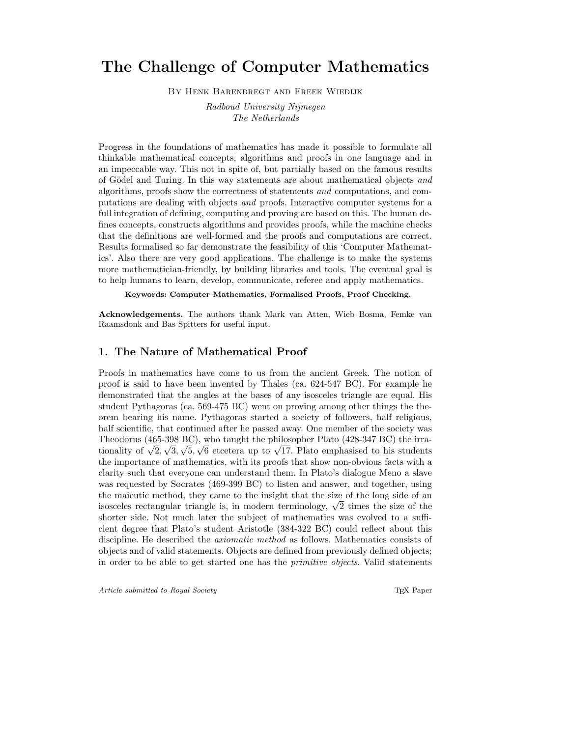# The Challenge of Computer Mathematics

By Henk Barendregt and Freek Wiedijk

*Radboud University Nijmegen*
*The Netherlands*

Progress in the foundations of mathematics has made it possible to formulate all thinkable mathematical concepts, algorithms and proofs in one language and in an impeccable way. This not in spite of, but partially based on the famous results of Gödel and Turing. In this way statements are about mathematical objects *and* algorithms, proofs show the correctness of statements *and* computations, and computations are dealing with objects *and* proofs. Interactive computer systems for a full integration of defining, computing and proving are based on this. The human defines concepts, constructs algorithms and provides proofs, while the machine checks that the definitions are well-formed and the proofs and computations are correct. Results formalised so far demonstrate the feasibility of this 'Computer Mathematics'. Also there are very good applications. The challenge is to make the systems more mathematician-friendly, by building libraries and tools. The eventual goal is to help humans to learn, develop, communicate, referee and apply mathematics.

**Keywords: Computer Mathematics, Formalised Proofs, Proof Checking.**

**Acknowledgements.** The authors thank Mark van Atten, Wieb Bosma, Femke van Raamsdonk and Bas Spitters for useful input.

## 1. The Nature of Mathematical Proof

Proofs in mathematics have come to us from the ancient Greek. The notion of proof is said to have been invented by Thales (ca. 624-547 BC). For example he demonstrated that the angles at the bases of any isosceles triangle are equal. His student Pythagoras (ca. 569-475 BC) went on proving among other things the theorem bearing his name. Pythagoras started a society of followers, half religious, half scientific, that continued after he passed away. One member of the society was Theodorus (465-398 BC), who taught the philosopher Plato (428-347 BC) the irrationality of $\sqrt{2}, \sqrt{3}, \sqrt{5}, \sqrt{6}$ etcetera up to $\sqrt{17}$. Plato emphasised to his students the importance of mathematics, with its proofs that show non-obvious facts with a clarity such that everyone can understand them. In Plato's dialogue Meno a slave was requested by Socrates (469-399 BC) to listen and answer, and together, using the maieutic method, they came to the insight that the size of the long side of an isosceles rectangular triangle is, in modern terminology, $\sqrt{2}$ times the size of the shorter side. Not much later the subject of mathematics was evolved to a sufficient degree that Plato's student Aristotle (384-322 BC) could reflect about this discipline. He described the *axiomatic method* as follows. Mathematics consists of objects and of valid statements. Objects are defined from previously defined objects; in order to be able to get started one has the *primitive objects*. Valid statements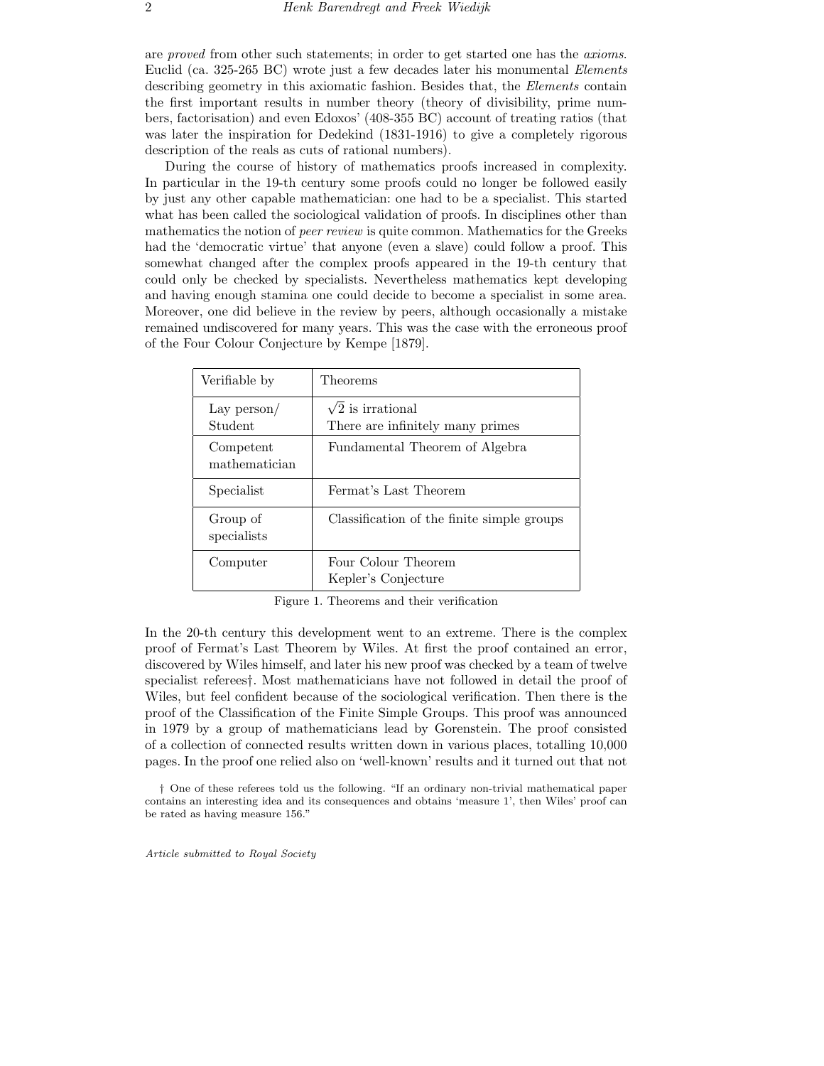are *proved* from other such statements; in order to get started one has the *axioms*. Euclid (ca. 325-265 BC) wrote just a few decades later his monumental *Elements* describing geometry in this axiomatic fashion. Besides that, the *Elements* contain the first important results in number theory (theory of divisibility, prime numbers, factorisation) and even Edoxos' (408-355 BC) account of treating ratios (that was later the inspiration for Dedekind (1831-1916) to give a completely rigorous description of the reals as cuts of rational numbers).

During the course of history of mathematics proofs increased in complexity. In particular in the 19-th century some proofs could no longer be followed easily by just any other capable mathematician: one had to be a specialist. This started what has been called the sociological validation of proofs. In disciplines other than mathematics the notion of *peer review* is quite common. Mathematics for the Greeks had the 'democratic virtue' that anyone (even a slave) could follow a proof. This somewhat changed after the complex proofs appeared in the 19-th century that could only be checked by specialists. Nevertheless mathematics kept developing and having enough stamina one could decide to become a specialist in some area. Moreover, one did believe in the review by peers, although occasionally a mistake remained undiscovered for many years. This was the case with the erroneous proof of the Four Colour Conjecture by Kempe [1879].

| Verifiable by | Theorems |
|---|---|
| Lay person/ Student | $\sqrt{2}$ is irrational<br>There are infinitely many primes |
| Competent mathematician | Fundamental Theorem of Algebra |
| Specialist | Fermat's Last Theorem |
| Group of specialists | Classification of the finite simple groups |
| Computer | Four Colour Theorem<br>Kepler's Conjecture |

Figure 1. Theorems and their verification

In the 20-th century this development went to an extreme. There is the complex proof of Fermat's Last Theorem by Wiles. At first the proof contained an error, discovered by Wiles himself, and later his new proof was checked by a team of twelve specialist referees†. Most mathematicians have not followed in detail the proof of Wiles, but feel confident because of the sociological verification. Then there is the proof of the Classification of the Finite Simple Groups. This proof was announced in 1979 by a group of mathematicians lead by Gorenstein. The proof consisted of a collection of connected results written down in various places, totalling 10,000 pages. In the proof one relied also on 'well-known' results and it turned out that not

† One of these referees told us the following. "If an ordinary non-trivial mathematical paper contains an interesting idea and its consequences and obtains 'measure 1', then Wiles' proof can be rated as having measure 156."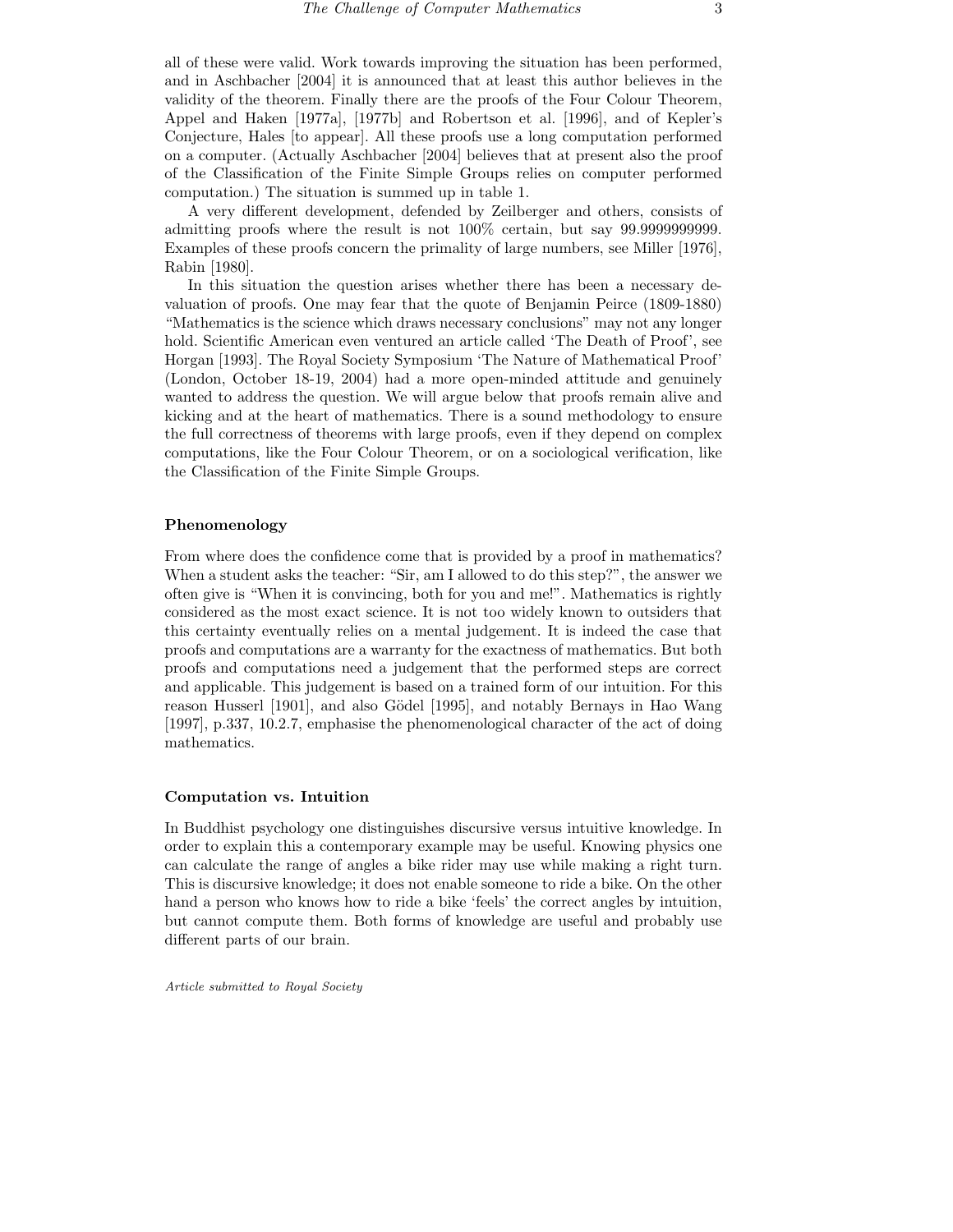all of these were valid. Work towards improving the situation has been performed, and in Aschbacher [2004] it is announced that at least this author believes in the validity of the theorem. Finally there are the proofs of the Four Colour Theorem, Appel and Haken [1977a], [1977b] and Robertson et al. [1996], and of Kepler's Conjecture, Hales [to appear]. All these proofs use a long computation performed on a computer. (Actually Aschbacher [2004] believes that at present also the proof of the Classification of the Finite Simple Groups relies on computer performed computation.) The situation is summed up in table 1.

A very different development, defended by Zeilberger and others, consists of admitting proofs where the result is not 100% certain, but say 99.9999999999. Examples of these proofs concern the primality of large numbers, see Miller [1976], Rabin [1980].

In this situation the question arises whether there has been a necessary devaluation of proofs. One may fear that the quote of Benjamin Peirce (1809-1880) "Mathematics is the science which draws necessary conclusions" may not any longer hold. Scientific American even ventured an article called 'The Death of Proof', see Horgan [1993]. The Royal Society Symposium 'The Nature of Mathematical Proof' (London, October 18-19, 2004) had a more open-minded attitude and genuinely wanted to address the question. We will argue below that proofs remain alive and kicking and at the heart of mathematics. There is a sound methodology to ensure the full correctness of theorems with large proofs, even if they depend on complex computations, like the Four Colour Theorem, or on a sociological verification, like the Classification of the Finite Simple Groups.

### Phenomenology

From where does the confidence come that is provided by a proof in mathematics? When a student asks the teacher: "Sir, am I allowed to do this step?", the answer we often give is "When it is convincing, both for you and me!". Mathematics is rightly considered as the most exact science. It is not too widely known to outsiders that this certainty eventually relies on a mental judgement. It is indeed the case that proofs and computations are a warranty for the exactness of mathematics. But both proofs and computations need a judgement that the performed steps are correct and applicable. This judgement is based on a trained form of our intuition. For this reason Husserl [1901], and also Gödel [1995], and notably Bernays in Hao Wang [1997], p.337, 10.2.7, emphasise the phenomenological character of the act of doing mathematics.

### Computation vs. Intuition

In Buddhist psychology one distinguishes discursive versus intuitive knowledge. In order to explain this a contemporary example may be useful. Knowing physics one can calculate the range of angles a bike rider may use while making a right turn. This is discursive knowledge; it does not enable someone to ride a bike. On the other hand a person who knows how to ride a bike 'feels' the correct angles by intuition, but cannot compute them. Both forms of knowledge are useful and probably use different parts of our brain.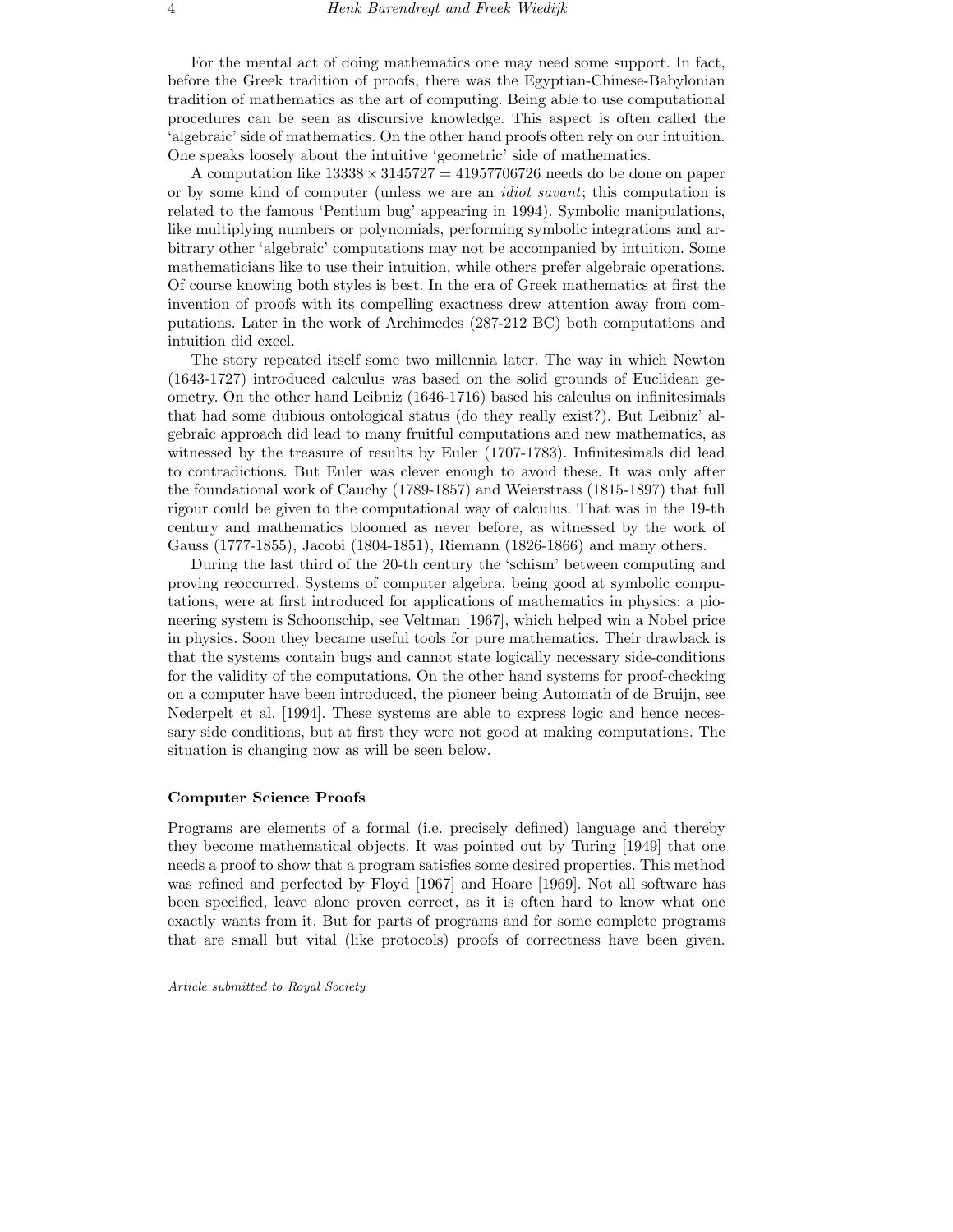For the mental act of doing mathematics one may need some support. In fact, before the Greek tradition of proofs, there was the Egyptian-Chinese-Babylonian tradition of mathematics as the art of computing. Being able to use computational procedures can be seen as discursive knowledge. This aspect is often called the 'algebraic' side of mathematics. On the other hand proofs often rely on our intuition. One speaks loosely about the intuitive 'geometric' side of mathematics.

A computation like $13338 \times 3145727 = 41957706726$ needs do be done on paper or by some kind of computer (unless we are an *idiot savant*; this computation is related to the famous 'Pentium bug' appearing in 1994). Symbolic manipulations, like multiplying numbers or polynomials, performing symbolic integrations and arbitrary other 'algebraic' computations may not be accompanied by intuition. Some mathematicians like to use their intuition, while others prefer algebraic operations. Of course knowing both styles is best. In the era of Greek mathematics at first the invention of proofs with its compelling exactness drew attention away from computations. Later in the work of Archimedes (287-212 BC) both computations and intuition did excel.

The story repeated itself some two millennia later. The way in which Newton (1643-1727) introduced calculus was based on the solid grounds of Euclidean geometry. On the other hand Leibniz (1646-1716) based his calculus on infinitesimals that had some dubious ontological status (do they really exist?). But Leibniz' algebraic approach did lead to many fruitful computations and new mathematics, as witnessed by the treasure of results by Euler (1707-1783). Infinitesimals did lead to contradictions. But Euler was clever enough to avoid these. It was only after the foundational work of Cauchy (1789-1857) and Weierstrass (1815-1897) that full rigour could be given to the computational way of calculus. That was in the 19-th century and mathematics bloomed as never before, as witnessed by the work of Gauss (1777-1855), Jacobi (1804-1851), Riemann (1826-1866) and many others.

During the last third of the 20-th century the 'schism' between computing and proving reoccurred. Systems of computer algebra, being good at symbolic computations, were at first introduced for applications of mathematics in physics: a pioneering system is Schoonschip, see Veltman [1967], which helped win a Nobel price in physics. Soon they became useful tools for pure mathematics. Their drawback is that the systems contain bugs and cannot state logically necessary side-conditions for the validity of the computations. On the other hand systems for proof-checking on a computer have been introduced, the pioneer being Automath of de Bruijn, see Nederpelt et al. [1994]. These systems are able to express logic and hence necessary side conditions, but at first they were not good at making computations. The situation is changing now as will be seen below.

### Computer Science Proofs

Programs are elements of a formal (i.e. precisely defined) language and thereby they become mathematical objects. It was pointed out by Turing [1949] that one needs a proof to show that a program satisfies some desired properties. This method was refined and perfected by Floyd [1967] and Hoare [1969]. Not all software has been specified, leave alone proven correct, as it is often hard to know what one exactly wants from it. But for parts of programs and for some complete programs that are small but vital (like protocols) proofs of correctness have been given.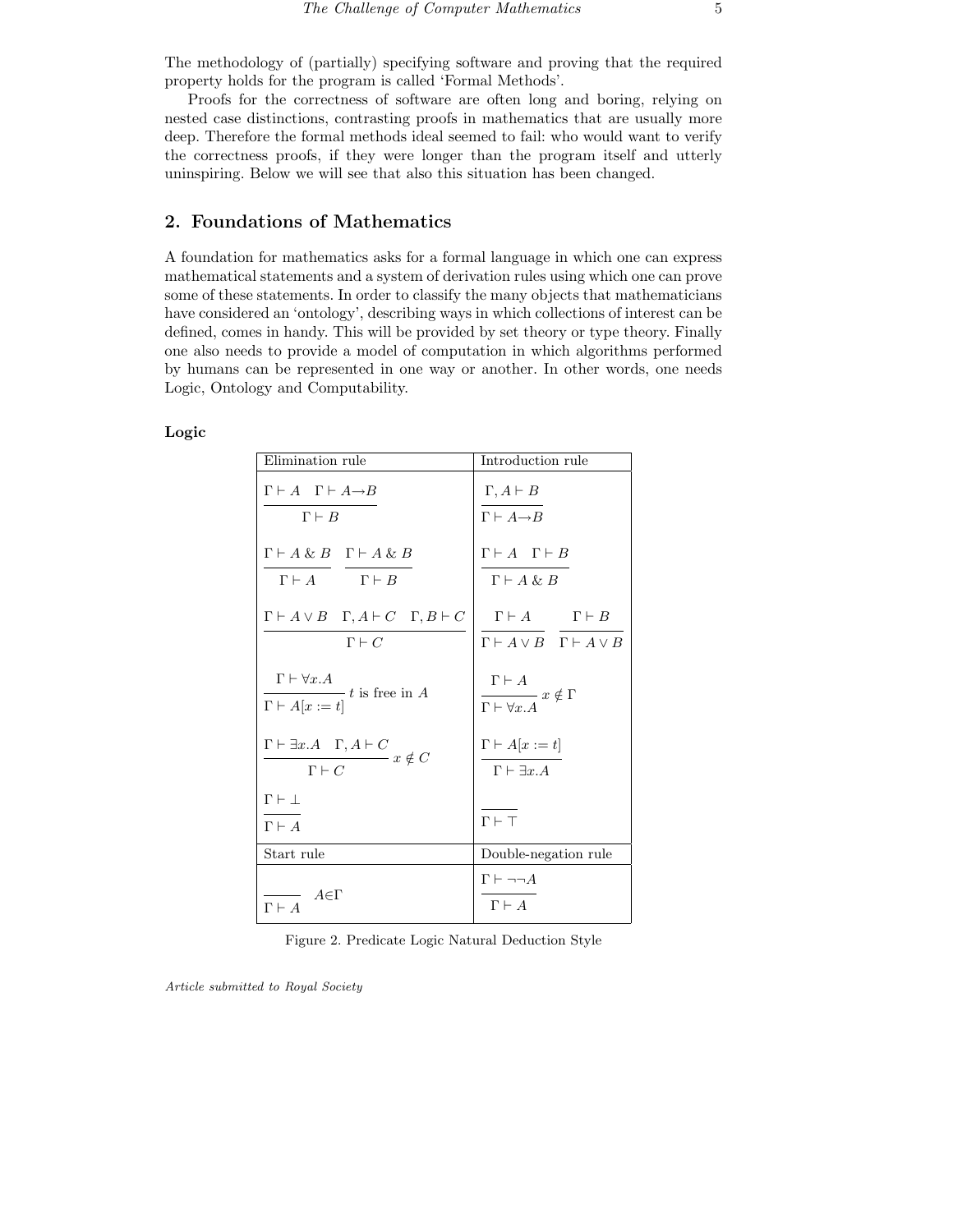The methodology of (partially) specifying software and proving that the required property holds for the program is called 'Formal Methods'.

Proofs for the correctness of software are often long and boring, relying on nested case distinctions, contrasting proofs in mathematics that are usually more deep. Therefore the formal methods ideal seemed to fail: who would want to verify the correctness proofs, if they were longer than the program itself and utterly uninspiring. Below we will see that also this situation has been changed.

## 2. Foundations of Mathematics

A foundation for mathematics asks for a formal language in which one can express mathematical statements and a system of derivation rules using which one can prove some of these statements. In order to classify the many objects that mathematicians have considered an 'ontology', describing ways in which collections of interest can be defined, comes in handy. This will be provided by set theory or type theory. Finally one also needs to provide a model of computation in which algorithms performed by humans can be represented in one way or another. In other words, one needs Logic, Ontology and Computability.

### Logic

| Elimination rule | Introduction rule |
|---|---|
| $\dfrac{\Gamma \vdash A \quad \Gamma \vdash A \to B}{\Gamma \vdash B}$ | $\dfrac{\Gamma, A \vdash B}{\Gamma \vdash A \to B}$ |
| $\dfrac{\Gamma \vdash A \,\&\, B}{\Gamma \vdash A} \quad \dfrac{\Gamma \vdash A \,\&\, B}{\Gamma \vdash B}$ | $\dfrac{\Gamma \vdash A \quad \Gamma \vdash B}{\Gamma \vdash A \,\&\, B}$ |
| $\dfrac{\Gamma \vdash A \vee B \quad \Gamma, A \vdash C \quad \Gamma, B \vdash C}{\Gamma \vdash C}$ | $\dfrac{\Gamma \vdash A}{\Gamma \vdash A \vee B} \quad \dfrac{\Gamma \vdash B}{\Gamma \vdash A \vee B}$ |
| $\dfrac{\Gamma \vdash \forall x.A}{\Gamma \vdash A[x := t]}$ $t$ is free in $A$ | $\dfrac{\Gamma \vdash A}{\Gamma \vdash \forall x.A}$ $x \notin \Gamma$ |
| $\dfrac{\Gamma \vdash \exists x.A \quad \Gamma, A \vdash C}{\Gamma \vdash C}$ $x \notin C$ | $\dfrac{\Gamma \vdash A[x := t]}{\Gamma \vdash \exists x.A}$ |
| $\dfrac{\Gamma \vdash \bot}{\Gamma \vdash A}$ | $\dfrac{}{\Gamma \vdash \top}$ |
| **Start rule** | **Double-negation rule** |
| $\dfrac{}{\Gamma \vdash A}$ $A \in \Gamma$ | $\dfrac{\Gamma \vdash \neg\neg A}{\Gamma \vdash A}$ |

Figure 2. Predicate Logic Natural Deduction Style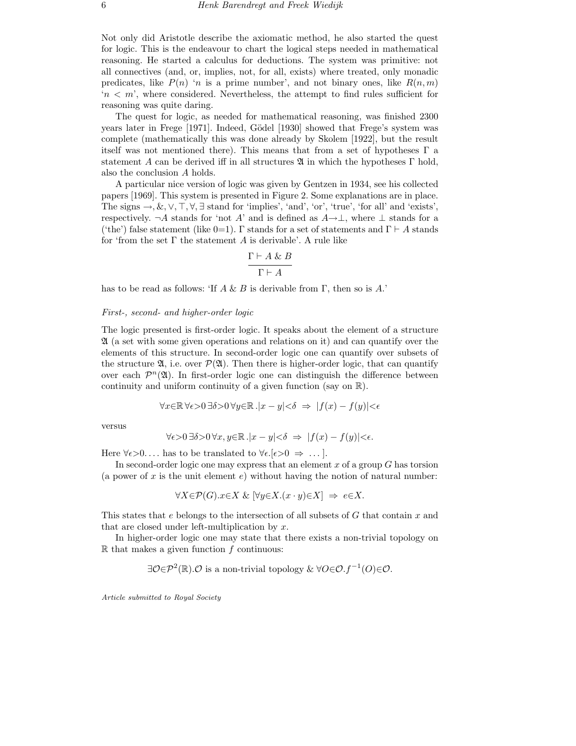Not only did Aristotle describe the axiomatic method, he also started the quest for logic. This is the endeavour to chart the logical steps needed in mathematical reasoning. He started a calculus for deductions. The system was primitive: not all connectives (and, or, implies, not, for all, exists) where treated, only monadic predicates, like $P(n)$ '$n$ is a prime number', and not binary ones, like $R(n, m)$ '$n < m$', where considered. Nevertheless, the attempt to find rules sufficient for reasoning was quite daring.

The quest for logic, as needed for mathematical reasoning, was finished 2300 years later in Frege [1971]. Indeed, Gödel [1930] showed that Frege's system was complete (mathematically this was done already by Skolem [1922], but the result itself was not mentioned there). This means that from a set of hypotheses $\Gamma$ a statement $A$ can be derived iff in all structures $\mathfrak{A}$ in which the hypotheses $\Gamma$ hold, also the conclusion $A$ holds.

A particular nice version of logic was given by Gentzen in 1934, see his collected papers [1969]. This system is presented in Figure 2. Some explanations are in place. The signs $\rightarrow, \&, \vee, \top, \forall, \exists$ stand for 'implies', 'and', 'or', 'true', 'for all' and 'exists', respectively. $\neg A$ stands for 'not $A$' and is defined as $A \rightarrow \bot$, where $\bot$ stands for a ('the') false statement (like 0=1). $\Gamma$ stands for a set of statements and $\Gamma \vdash A$ stands for 'from the set $\Gamma$ the statement $A$ is derivable'. A rule like

$$\frac{\Gamma \vdash A \ \& \ B}{\Gamma \vdash A}$$

has to be read as follows: 'If $A$ & $B$ is derivable from $\Gamma$, then so is $A$.'

### *First-, second- and higher-order logic*

The logic presented is first-order logic. It speaks about the element of a structure $\mathfrak{A}$ (a set with some given operations and relations on it) and can quantify over the elements of this structure. In second-order logic one can quantify over subsets of the structure $\mathfrak{A}$, i.e. over $\mathcal{P}(\mathfrak{A})$. Then there is higher-order logic, that can quantify over each $\mathcal{P}^n(\mathfrak{A})$. In first-order logic one can distinguish the difference between continuity and uniform continuity of a given function (say on $\mathbb{R}$).

$$\forall x{\in}\mathbb{R}\, \forall \epsilon{>}0\, \exists \delta{>}0\, \forall y{\in}\mathbb{R}\, .|x - y|{<}\delta \ \Rightarrow \ |f(x) - f(y)|{<}\epsilon$$

versus

$$\forall \epsilon{>}0\, \exists \delta{>}0\, \forall x, y{\in}\mathbb{R}\, .|x - y|{<}\delta \ \Rightarrow \ |f(x) - f(y)|{<}\epsilon.$$

Here $\forall \epsilon{>}0. \ldots$ has to be translated to $\forall \epsilon.[\epsilon{>}0 \ \Rightarrow \ \ldots]$.

In second-order logic one may express that an element $x$ of a group $G$ has torsion (a power of $x$ is the unit element $e$) without having the notion of natural number:

$$\forall X{\in}\mathcal{P}(G).x{\in}X \ \& \ [\forall y{\in}X.(x \cdot y){\in}X] \ \Rightarrow \ e{\in}X.$$

This states that $e$ belongs to the intersection of all subsets of $G$ that contain $x$ and that are closed under left-multiplication by $x$.

In higher-order logic one may state that there exists a non-trivial topology on $\mathbb{R}$ that makes a given function $f$ continuous:

$$\exists \mathcal{O}{\in}\mathcal{P}^2(\mathbb{R}).\mathcal{O} \text{ is a non-trivial topology } \& \ \forall O{\in}\mathcal{O}.f^{-1}(O){\in}\mathcal{O}.$$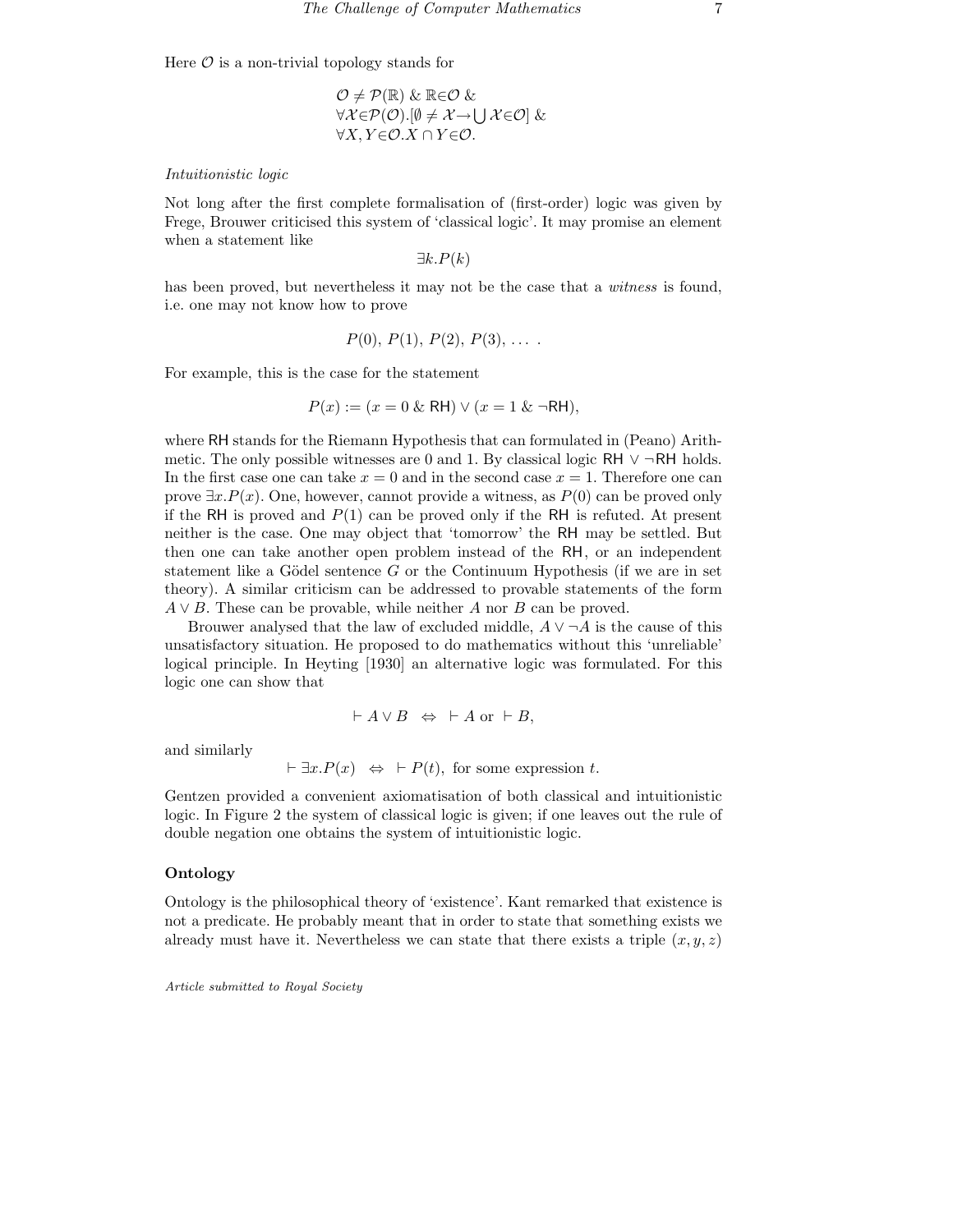Here $\mathcal{O}$ is a non-trivial topology stands for

$$\begin{array}{l}\mathcal{O} \neq \mathcal{P}(\mathbb{R}) \ \& \ \mathbb{R}{\in}\mathcal{O} \ \& \\ \forall \mathcal{X}{\in}\mathcal{P}(\mathcal{O}).[\emptyset \neq \mathcal{X} {\rightarrow} \bigcup \mathcal{X}{\in}\mathcal{O}] \ \& \\ \forall X, Y{\in}\mathcal{O}.X \cap Y{\in}\mathcal{O}.\end{array}$$

*Intuitionistic logic*

Not long after the first complete formalisation of (first-order) logic was given by Frege, Brouwer criticised this system of 'classical logic'. It may promise an element when a statement like

$$\exists k.P(k)$$

has been proved, but nevertheless it may not be the case that a *witness* is found, i.e. one may not know how to prove

$$P(0),\ P(1),\ P(2),\ P(3),\ \ldots\ .$$

For example, this is the case for the statement

$$P(x) := (x = 0 \ \& \ \mathsf{RH}) \vee (x = 1 \ \& \ \neg\mathsf{RH}),$$

where $\mathsf{RH}$ stands for the Riemann Hypothesis that can formulated in (Peano) Arithmetic. The only possible witnesses are 0 and 1. By classical logic $\mathsf{RH} \vee \neg\mathsf{RH}$ holds. In the first case one can take $x = 0$ and in the second case $x = 1$. Therefore one can prove $\exists x.P(x)$. One, however, cannot provide a witness, as $P(0)$ can be proved only if the $\mathsf{RH}$ is proved and $P(1)$ can be proved only if the $\mathsf{RH}$ is refuted. At present neither is the case. One may object that 'tomorrow' the $\mathsf{RH}$ may be settled. But then one can take another open problem instead of the $\mathsf{RH}$, or an independent statement like a Gödel sentence $G$ or the Continuum Hypothesis (if we are in set theory). A similar criticism can be addressed to provable statements of the form $A \vee B$. These can be provable, while neither $A$ nor $B$ can be proved.

Brouwer analysed that the law of excluded middle, $A \vee \neg A$ is the cause of this unsatisfactory situation. He proposed to do mathematics without this 'unreliable' logical principle. In Heyting [1930] an alternative logic was formulated. For this logic one can show that

$$\vdash A \vee B \ \Leftrightarrow \ \vdash A \text{ or } \vdash B,$$

and similarly

$$\vdash \exists x.P(x) \ \Leftrightarrow \ \vdash P(t), \text{ for some expression } t.$$

Gentzen provided a convenient axiomatisation of both classical and intuitionistic logic. In Figure 2 the system of classical logic is given; if one leaves out the rule of double negation one obtains the system of intuitionistic logic.

## Ontology

Ontology is the philosophical theory of 'existence'. Kant remarked that existence is not a predicate. He probably meant that in order to state that something exists we already must have it. Nevertheless we can state that there exists a triple $(x, y, z)$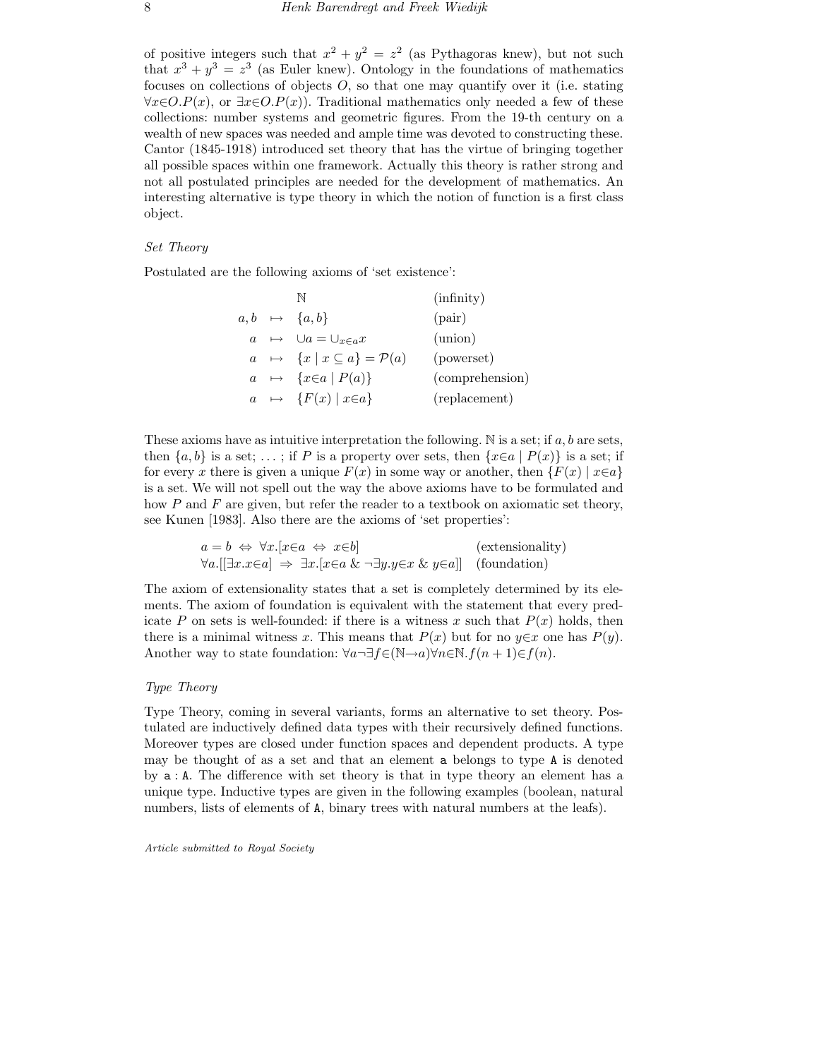of positive integers such that $x^2 + y^2 = z^2$ (as Pythagoras knew), but not such that $x^3 + y^3 = z^3$ (as Euler knew). Ontology in the foundations of mathematics focuses on collections of objects $O$, so that one may quantify over it (i.e. stating $\forall x{\in}O.P(x)$, or $\exists x{\in}O.P(x)$). Traditional mathematics only needed a few of these collections: number systems and geometric figures. From the 19-th century on a wealth of new spaces was needed and ample time was devoted to constructing these. Cantor (1845-1918) introduced set theory that has the virtue of bringing together all possible spaces within one framework. Actually this theory is rather strong and not all postulated principles are needed for the development of mathematics. An interesting alternative is type theory in which the notion of function is a first class object.

*Set Theory*

Postulated are the following axioms of 'set existence':

$$
\begin{array}{rcll}
 & & \mathbb{N} & \text{(infinity)} \\
a, b & \mapsto & \{a, b\} & \text{(pair)} \\
a & \mapsto & \cup a = \cup_{x \in a} x & \text{(union)} \\
a & \mapsto & \{x \mid x \subseteq a\} = \mathcal{P}(a) & \text{(powerset)} \\
a & \mapsto & \{x{\in}a \mid P(a)\} & \text{(comprehension)} \\
a & \mapsto & \{F(x) \mid x{\in}a\} & \text{(replacement)}
\end{array}
$$

These axioms have as intuitive interpretation the following. $\mathbb{N}$ is a set; if $a, b$ are sets, then $\{a, b\}$ is a set; ... ; if $P$ is a property over sets, then $\{x{\in}a \mid P(x)\}$ is a set; if for every $x$ there is given a unique $F(x)$ in some way or another, then $\{F(x) \mid x{\in}a\}$ is a set. We will not spell out the way the above axioms have to be formulated and how $P$ and $F$ are given, but refer the reader to a textbook on axiomatic set theory, see Kunen [1983]. Also there are the axioms of 'set properties':

$$
\begin{array}{ll}
a = b \;\Leftrightarrow\; \forall x.[x{\in}a \;\Leftrightarrow\; x{\in}b] & \text{(extensionality)} \\
\forall a.[[\exists x.x{\in}a] \;\Rightarrow\; \exists x.[x{\in}a \;\&\; \neg\exists y.y{\in}x \;\&\; y{\in}a]] & \text{(foundation)}
\end{array}
$$

The axiom of extensionality states that a set is completely determined by its elements. The axiom of foundation is equivalent with the statement that every predicate $P$ on sets is well-founded: if there is a witness $x$ such that $P(x)$ holds, then there is a minimal witness $x$. This means that $P(x)$ but for no $y{\in}x$ one has $P(y)$. Another way to state foundation: $\forall a \neg\exists f{\in}(\mathbb{N}{\to}a)\forall n{\in}\mathbb{N}.f(n+1){\in}f(n)$.

*Type Theory*

Type Theory, coming in several variants, forms an alternative to set theory. Postulated are inductively defined data types with their recursively defined functions. Moreover types are closed under function spaces and dependent products. A type may be thought of as a set and that an element `a` belongs to type `A` is denoted by `a : A`. The difference with set theory is that in type theory an element has a unique type. Inductive types are given in the following examples (boolean, natural numbers, lists of elements of `A`, binary trees with natural numbers at the leafs).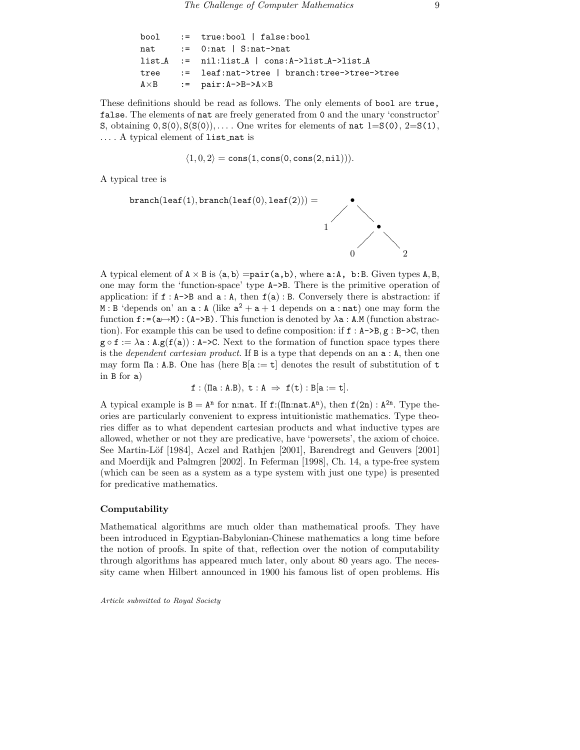```
bool    :=  true:bool | false:bool
nat     :=  0:nat | S:nat->nat
list_A  :=  nil:list_A | cons:A->list_A->list_A
tree    :=  leaf:nat->tree | branch:tree->tree->tree
A×B     :=  pair:A->B->A×B
```

These definitions should be read as follows. The only elements of `bool` are `true`, `false`. The elements of `nat` are freely generated from `0` and the unary 'constructor' `S`, obtaining `0`, `S(0)`, `S(S(0))`, .... One writes for elements of `nat` 1=`S(0)`, 2=`S(1)`, .... A typical element of `list_nat` is

$$\langle 1, 0, 2\rangle = \mathtt{cons}(1, \mathtt{cons}(0, \mathtt{cons}(2, \mathtt{nil}))).$$

A typical tree is

```
branch(leaf(1), branch(leaf(0), leaf(2))) =
        •
       / \
      1   •
         / \
        0   2
```

A typical element of $\mathtt{A} \times \mathtt{B}$ is $\langle \mathtt{a}, \mathtt{b}\rangle$ =`pair(a,b)`, where `a:A`, `b:B`. Given types `A`, `B`, one may form the 'function-space' type `A->B`. There is the primitive operation of application: if `f : A->B` and `a : A`, then `f(a) : B`. Conversely there is abstraction: if `M : B` 'depends on' an `a : A` (like $\mathtt{a}^2 + \mathtt{a} + 1$ depends on `a : nat`) one may form the function $\mathtt{f} := (\mathtt{a} \mapsto \mathtt{M}) : (\mathtt{A} \text{->} \mathtt{B})$. This function is denoted by $\lambda \mathtt{a} : \mathtt{A}.\mathtt{M}$ (function abstraction). For example this can be used to define composition: if `f : A->B`, `g : B->C`, then $\mathtt{g} \circ \mathtt{f} := \lambda \mathtt{a} : \mathtt{A}.\mathtt{g}(\mathtt{f}(\mathtt{a})) : \mathtt{A} \text{->} \mathtt{C}$. Next to the formation of function space types there is the *dependent cartesian product*. If `B` is a type that depends on an `a : A`, then one may form $\Pi \mathtt{a} : \mathtt{A}.\mathtt{B}$. One has (here $\mathtt{B}[\mathtt{a} := \mathtt{t}]$ denotes the result of substitution of `t` in `B` for `a`)

$$\mathtt{f} : (\Pi \mathtt{a} : \mathtt{A}.\mathtt{B}),\ \mathtt{t} : \mathtt{A} \ \Rightarrow\ \mathtt{f}(\mathtt{t}) : \mathtt{B}[\mathtt{a} := \mathtt{t}].$$

A typical example is $\mathtt{B} = \mathtt{A}^{\mathtt{n}}$ for `n:nat`. If $\mathtt{f}{:}(\Pi \mathtt{n}{:}\mathtt{nat}.\mathtt{A}^{\mathtt{n}})$, then $\mathtt{f}(2\mathtt{n}) : \mathtt{A}^{2\mathtt{n}}$. Type theories are particularly convenient to express intuitionistic mathematics. Type theories differ as to what dependent cartesian products and what inductive types are allowed, whether or not they are predicative, have 'powersets', the axiom of choice. See Martin-Löf [1984], Aczel and Rathjen [2001], Barendregt and Geuvers [2001] and Moerdijk and Palmgren [2002]. In Feferman [1998], Ch. 14, a type-free system (which can be seen as a system as a type system with just one type) is presented for predicative mathematics.

### Computability

Mathematical algorithms are much older than mathematical proofs. They have been introduced in Egyptian-Babylonian-Chinese mathematics a long time before the notion of proofs. In spite of that, reflection over the notion of computability through algorithms has appeared much later, only about 80 years ago. The necessity came when Hilbert announced in 1900 his famous list of open problems. His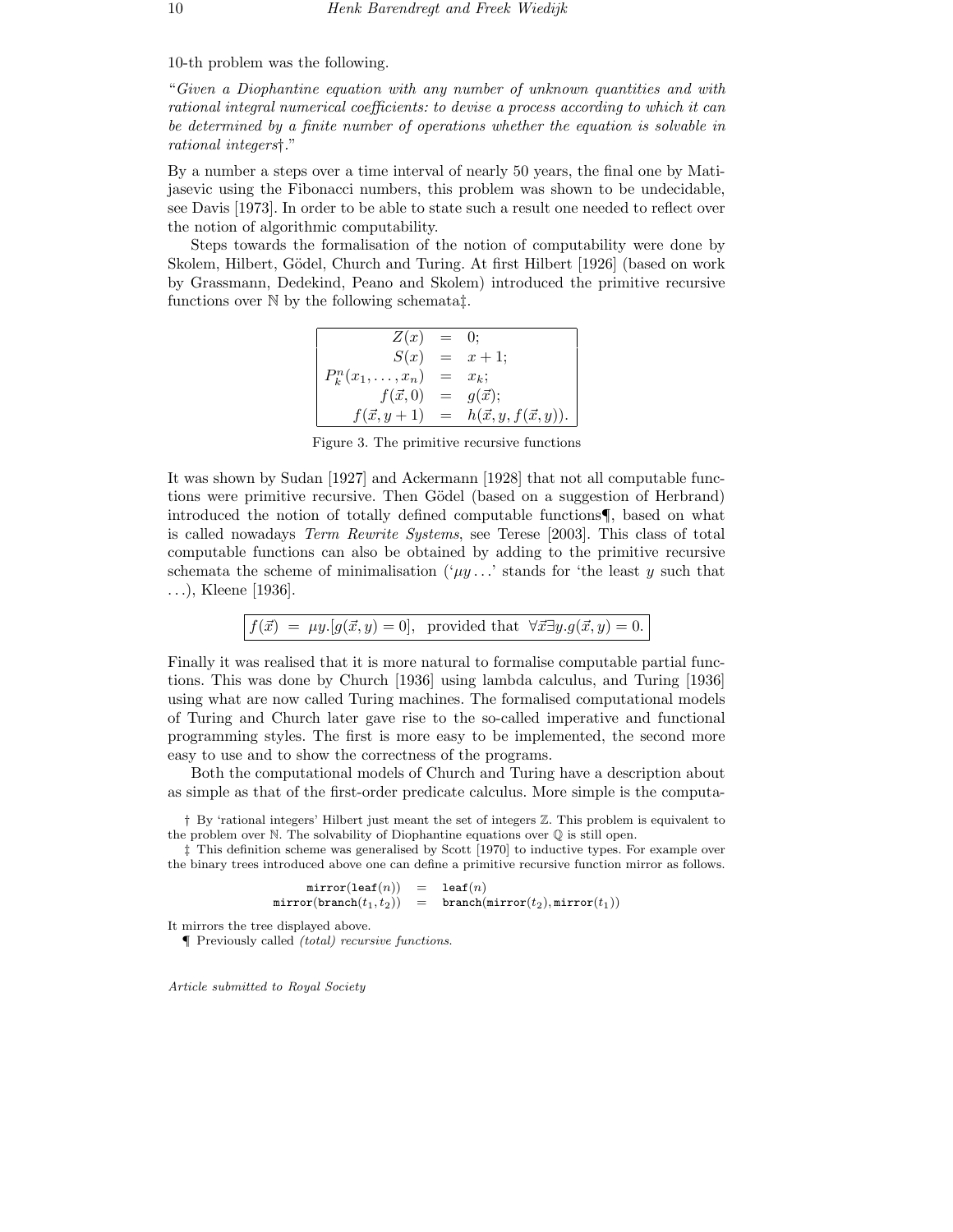10-th problem was the following.

*"Given a Diophantine equation with any number of unknown quantities and with rational integral numerical coefficients: to devise a process according to which it can be determined by a finite number of operations whether the equation is solvable in rational integers†."*

By a number a steps over a time interval of nearly 50 years, the final one by Matijasevic using the Fibonacci numbers, this problem was shown to be undecidable, see Davis [1973]. In order to be able to state such a result one needed to reflect over the notion of algorithmic computability.

Steps towards the formalisation of the notion of computability were done by Skolem, Hilbert, Gödel, Church and Turing. At first Hilbert [1926] (based on work by Grassmann, Dedekind, Peano and Skolem) introduced the primitive recursive functions over $\mathbb{N}$ by the following schemata‡.

$$
\begin{array}{rcl}
Z(x) & = & 0; \\
S(x) & = & x+1; \\
P^n_k(x_1,\ldots,x_n) & = & x_k; \\
f(\vec{x},0) & = & g(\vec{x}); \\
f(\vec{x},y+1) & = & h(\vec{x},y,f(\vec{x},y)).
\end{array}
$$

Figure 3. The primitive recursive functions

It was shown by Sudan [1927] and Ackermann [1928] that not all computable functions were primitive recursive. Then Gödel (based on a suggestion of Herbrand) introduced the notion of totally defined computable functions¶, based on what is called nowadays *Term Rewrite Systems*, see Terese [2003]. This class of total computable functions can also be obtained by adding to the primitive recursive schemata the scheme of minimalisation ('$\mu y \ldots$' stands for 'the least $y$ such that $\ldots$'), Kleene [1936].

$$
f(\vec{x}) \;=\; \mu y.[g(\vec{x},y)=0], \;\; \text{provided that } \; \forall \vec{x} \exists y. g(\vec{x},y)=0.
$$

Finally it was realised that it is more natural to formalise computable partial functions. This was done by Church [1936] using lambda calculus, and Turing [1936] using what are now called Turing machines. The formalised computational models of Turing and Church later gave rise to the so-called imperative and functional programming styles. The first is more easy to be implemented, the second more easy to use and to show the correctness of the programs.

Both the computational models of Church and Turing have a description about as simple as that of the first-order predicate calculus. More simple is the computa-

† By 'rational integers' Hilbert just meant the set of integers $\mathbb{Z}$. This problem is equivalent to the problem over $\mathbb{N}$. The solvability of Diophantine equations over $\mathbb{Q}$ is still open.

‡ This definition scheme was generalised by Scott [1970] to inductive types. For example over the binary trees introduced above one can define a primitive recursive function mirror as follows.

```
mirror(leaf(n))          =  leaf(n)
mirror(branch(t1, t2))   =  branch(mirror(t2), mirror(t1))
```

It mirrors the tree displayed above.

¶ Previously called *(total) recursive functions*.

Article submitted to Royal Society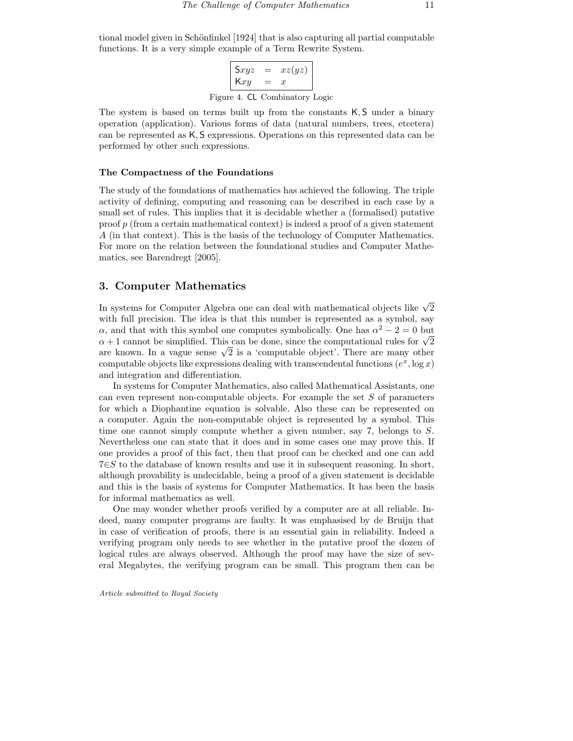tional model given in Schönfinkel [1924] that is also capturing all partial computable functions. It is a very simple example of a Term Rewrite System.

$$\begin{array}{|lcl|} \mathsf{S}xyz & = & xz(yz) \\ \mathsf{K}xy & = & x \end{array}$$

Figure 4. CL Combinatory Logic

The system is based on terms built up from the constants $\mathsf{K}, \mathsf{S}$ under a binary operation (application). Various forms of data (natural numbers, trees, etcetera) can be represented as $\mathsf{K}, \mathsf{S}$ expressions. Operations on this represented data can be performed by other such expressions.

#### The Compactness of the Foundations

The study of the foundations of mathematics has achieved the following. The triple activity of defining, computing and reasoning can be described in each case by a small set of rules. This implies that it is decidable whether a (formalised) putative proof $p$ (from a certain mathematical context) is indeed a proof of a given statement $A$ (in that context). This is the basis of the technology of Computer Mathematics. For more on the relation between the foundational studies and Computer Mathematics, see Barendregt [2005].

## 3. Computer Mathematics

In systems for Computer Algebra one can deal with mathematical objects like $\sqrt{2}$ with full precision. The idea is that this number is represented as a symbol, say $\alpha$, and that with this symbol one computes symbolically. One has $\alpha^2 - 2 = 0$ but $\alpha + 1$ cannot be simplified. This can be done, since the computational rules for $\sqrt{2}$ are known. In a vague sense $\sqrt{2}$ is a 'computable object'. There are many other computable objects like expressions dealing with transcendental functions ($e^x, \log x$) and integration and differentiation.

In systems for Computer Mathematics, also called Mathematical Assistants, one can even represent non-computable objects. For example the set $S$ of parameters for which a Diophantine equation is solvable. Also these can be represented on a computer. Again the non-computable object is represented by a symbol. This time one cannot simply compute whether a given number, say 7, belongs to $S$. Nevertheless one can state that it does and in some cases one may prove this. If one provides a proof of this fact, then that proof can be checked and one can add $7 \in S$ to the database of known results and use it in subsequent reasoning. In short, although provability is undecidable, being a proof of a given statement is decidable and this is the basis of systems for Computer Mathematics. It has been the basis for informal mathematics as well.

One may wonder whether proofs verified by a computer are at all reliable. Indeed, many computer programs are faulty. It was emphasised by de Bruijn that in case of verification of proofs, there is an essential gain in reliability. Indeed a verifying program only needs to see whether in the putative proof the dozen of logical rules are always observed. Although the proof may have the size of several Megabytes, the verifying program can be small. This program then can be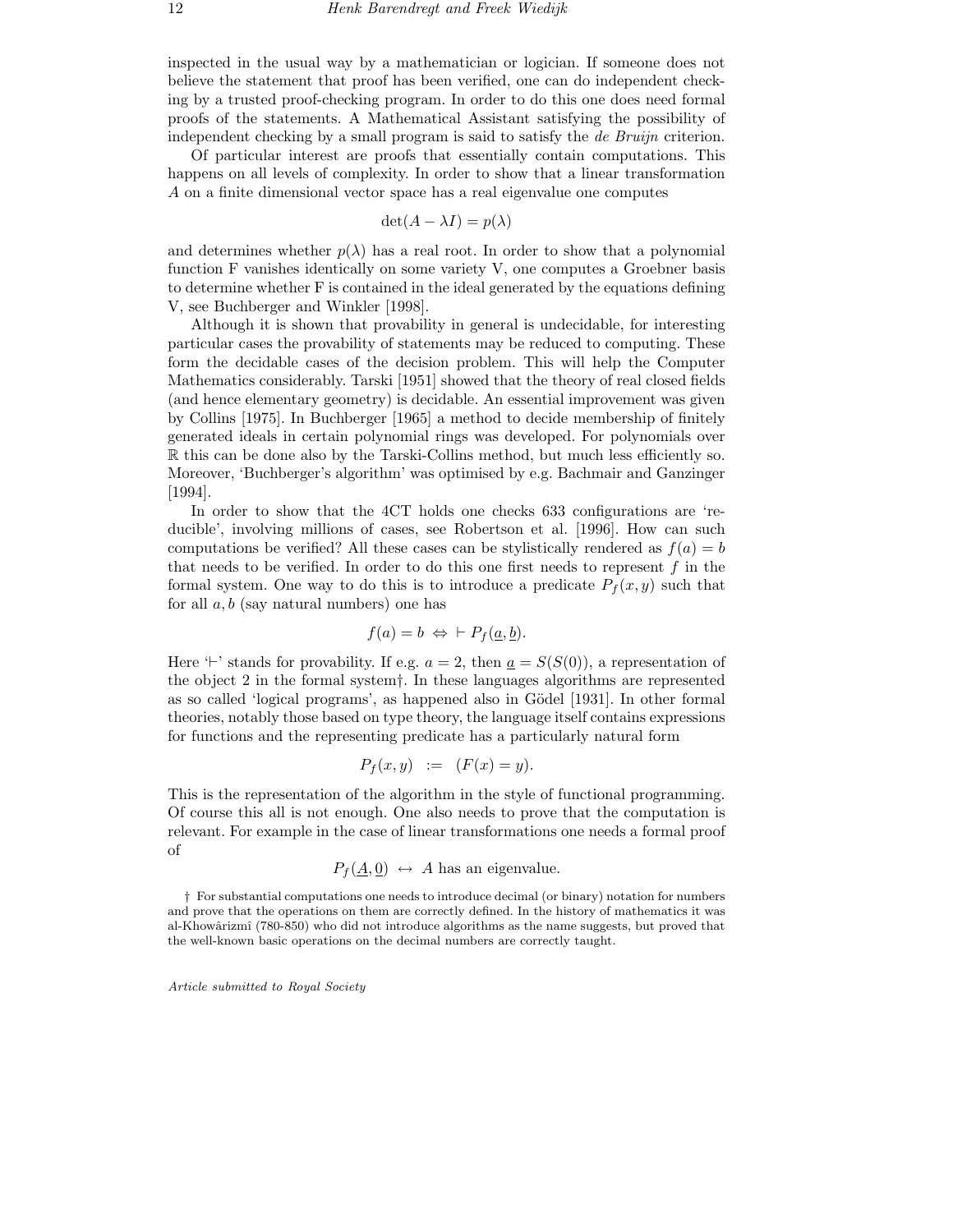inspected in the usual way by a mathematician or logician. If someone does not believe the statement that proof has been verified, one can do independent checking by a trusted proof-checking program. In order to do this one does need formal proofs of the statements. A Mathematical Assistant satisfying the possibility of independent checking by a small program is said to satisfy the *de Bruijn* criterion.

Of particular interest are proofs that essentially contain computations. This happens on all levels of complexity. In order to show that a linear transformation $A$ on a finite dimensional vector space has a real eigenvalue one computes

$$\det(A - \lambda I) = p(\lambda)$$

and determines whether $p(\lambda)$ has a real root. In order to show that a polynomial function F vanishes identically on some variety V, one computes a Groebner basis to determine whether F is contained in the ideal generated by the equations defining V, see Buchberger and Winkler [1998].

Although it is shown that provability in general is undecidable, for interesting particular cases the provability of statements may be reduced to computing. These form the decidable cases of the decision problem. This will help the Computer Mathematics considerably. Tarski [1951] showed that the theory of real closed fields (and hence elementary geometry) is decidable. An essential improvement was given by Collins [1975]. In Buchberger [1965] a method to decide membership of finitely generated ideals in certain polynomial rings was developed. For polynomials over $\mathbb{R}$ this can be done also by the Tarski-Collins method, but much less efficiently so. Moreover, 'Buchberger's algorithm' was optimised by e.g. Bachmair and Ganzinger [1994].

In order to show that the 4CT holds one checks 633 configurations are 'reducible', involving millions of cases, see Robertson et al. [1996]. How can such computations be verified? All these cases can be stylistically rendered as $f(a) = b$ that needs to be verified. In order to do this one first needs to represent $f$ in the formal system. One way to do this is to introduce a predicate $P_f(x, y)$ such that for all $a, b$ (say natural numbers) one has

$$f(a) = b \;\Leftrightarrow\; \vdash P_f(\underline{a}, \underline{b}).$$

Here '$\vdash$' stands for provability. If e.g. $a = 2$, then $\underline{a} = S(S(0))$, a representation of the object 2 in the formal system†. In these languages algorithms are represented as so called 'logical programs', as happened also in Gödel [1931]. In other formal theories, notably those based on type theory, the language itself contains expressions for functions and the representing predicate has a particularly natural form

$$P_f(x, y) \;\; := \;\; (F(x) = y).$$

This is the representation of the algorithm in the style of functional programming. Of course this all is not enough. One also needs to prove that the computation is relevant. For example in the case of linear transformations one needs a formal proof of

$$P_f(\underline{A}, \underline{0}) \;\leftrightarrow\; A \text{ has an eigenvalue.}$$

† For substantial computations one needs to introduce decimal (or binary) notation for numbers and prove that the operations on them are correctly defined. In the history of mathematics it was al-Khowârizmî (780-850) who did not introduce algorithms as the name suggests, but proved that the well-known basic operations on the decimal numbers are correctly taught.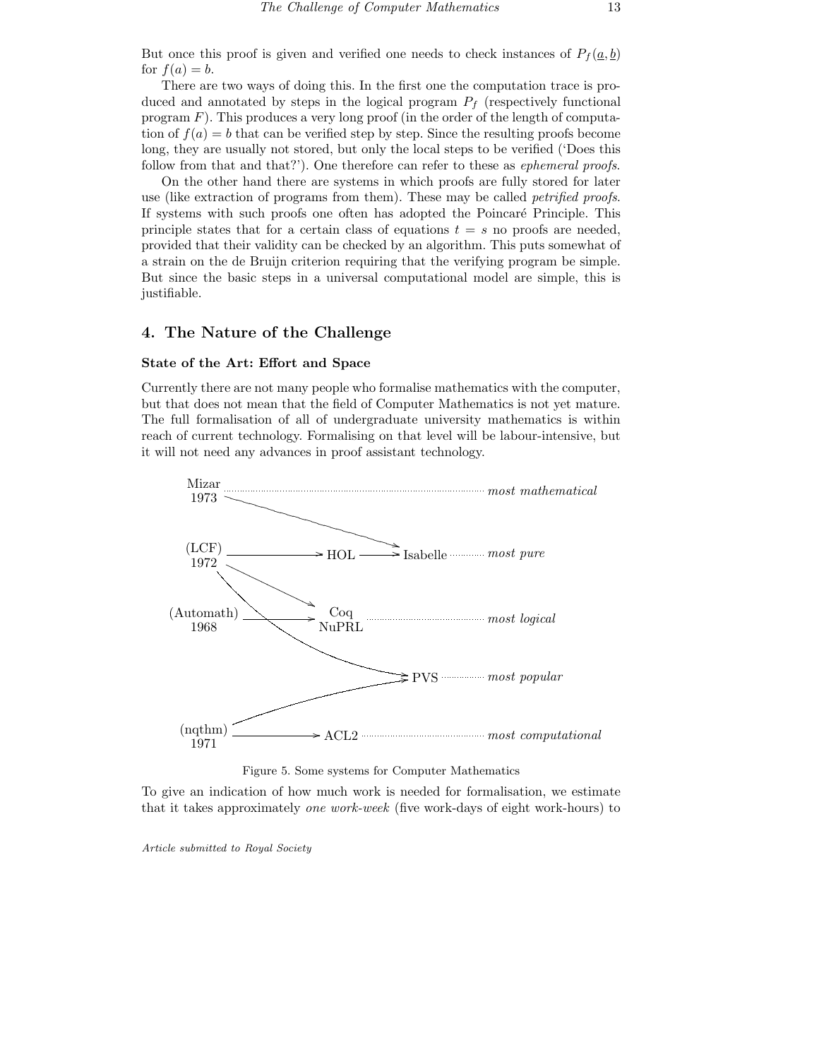But once this proof is given and verified one needs to check instances of $P_f(\underline{a}, \underline{b})$ for $f(a) = b$.

There are two ways of doing this. In the first one the computation trace is produced and annotated by steps in the logical program $P_f$ (respectively functional program $F$). This produces a very long proof (in the order of the length of computation of $f(a) = b$ that can be verified step by step. Since the resulting proofs become long, they are usually not stored, but only the local steps to be verified ('Does this follow from that and that?'). One therefore can refer to these as *ephemeral proofs*.

On the other hand there are systems in which proofs are fully stored for later use (like extraction of programs from them). These may be called *petrified proofs*. If systems with such proofs one often has adopted the Poincaré Principle. This principle states that for a certain class of equations $t = s$ no proofs are needed, provided that their validity can be checked by an algorithm. This puts somewhat of a strain on the de Bruijn criterion requiring that the verifying program be simple. But since the basic steps in a universal computational model are simple, this is justifiable.

## 4. The Nature of the Challenge

### State of the Art: Effort and Space

Currently there are not many people who formalise mathematics with the computer, but that does not mean that the field of Computer Mathematics is not yet mature. The full formalisation of all of undergraduate university mathematics is within reach of current technology. Formalising on that level will be labour-intensive, but it will not need any advances in proof assistant technology.

Mizar 1973 ........ *most mathematical*

(LCF) 1972 → HOL → Isabelle ........ *most pure*

(Automath) 1968 → Coq NuPRL ........ *most logical*

PVS ........ *most popular*

(nqthm) 1971 → ACL2 ........ *most computational*

Figure 5. Some systems for Computer Mathematics

To give an indication of how much work is needed for formalisation, we estimate that it takes approximately *one work-week* (five work-days of eight work-hours) to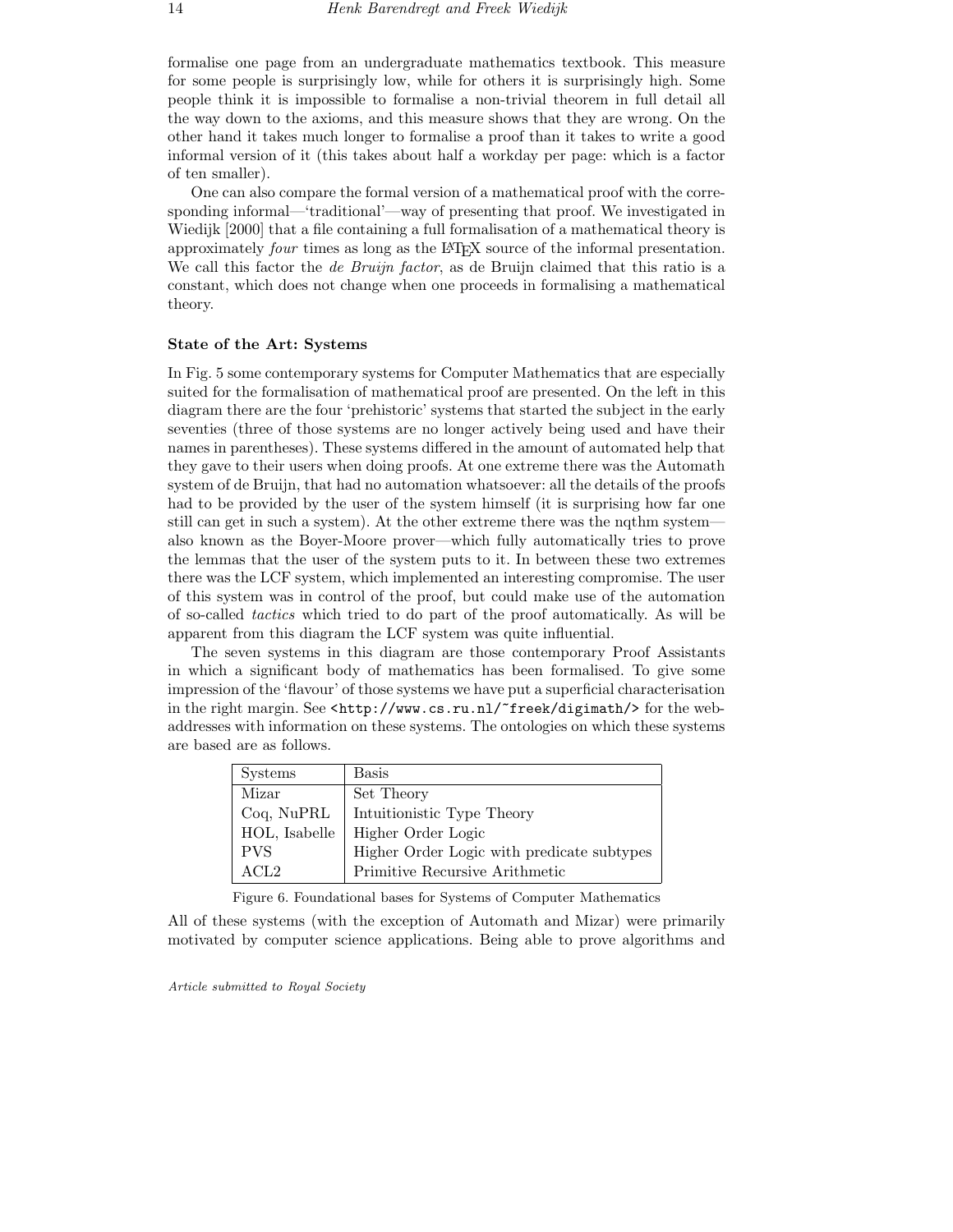formalise one page from an undergraduate mathematics textbook. This measure for some people is surprisingly low, while for others it is surprisingly high. Some people think it is impossible to formalise a non-trivial theorem in full detail all the way down to the axioms, and this measure shows that they are wrong. On the other hand it takes much longer to formalise a proof than it takes to write a good informal version of it (this takes about half a workday per page: which is a factor of ten smaller).

One can also compare the formal version of a mathematical proof with the corresponding informal—'traditional'—way of presenting that proof. We investigated in Wiedijk [2000] that a file containing a full formalisation of a mathematical theory is approximately *four* times as long as the LaTeX source of the informal presentation. We call this factor the *de Bruijn factor*, as de Bruijn claimed that this ratio is a constant, which does not change when one proceeds in formalising a mathematical theory.

**State of the Art: Systems**

In Fig. 5 some contemporary systems for Computer Mathematics that are especially suited for the formalisation of mathematical proof are presented. On the left in this diagram there are the four 'prehistoric' systems that started the subject in the early seventies (three of those systems are no longer actively being used and have their names in parentheses). These systems differed in the amount of automated help that they gave to their users when doing proofs. At one extreme there was the Automath system of de Bruijn, that had no automation whatsoever: all the details of the proofs had to be provided by the user of the system himself (it is surprising how far one still can get in such a system). At the other extreme there was the nqthm system—also known as the Boyer-Moore prover—which fully automatically tries to prove the lemmas that the user of the system puts to it. In between these two extremes there was the LCF system, which implemented an interesting compromise. The user of this system was in control of the proof, but could make use of the automation of so-called *tactics* which tried to do part of the proof automatically. As will be apparent from this diagram the LCF system was quite influential.

The seven systems in this diagram are those contemporary Proof Assistants in which a significant body of mathematics has been formalised. To give some impression of the 'flavour' of those systems we have put a superficial characterisation in the right margin. See `<http://www.cs.ru.nl/~freek/digimath/>` for the web-addresses with information on these systems. The ontologies on which these systems are based are as follows.

| Systems | Basis |
|---|---|
| Mizar | Set Theory |
| Coq, NuPRL | Intuitionistic Type Theory |
| HOL, Isabelle | Higher Order Logic |
| PVS | Higher Order Logic with predicate subtypes |
| ACL2 | Primitive Recursive Arithmetic |

Figure 6. Foundational bases for Systems of Computer Mathematics

All of these systems (with the exception of Automath and Mizar) were primarily motivated by computer science applications. Being able to prove algorithms and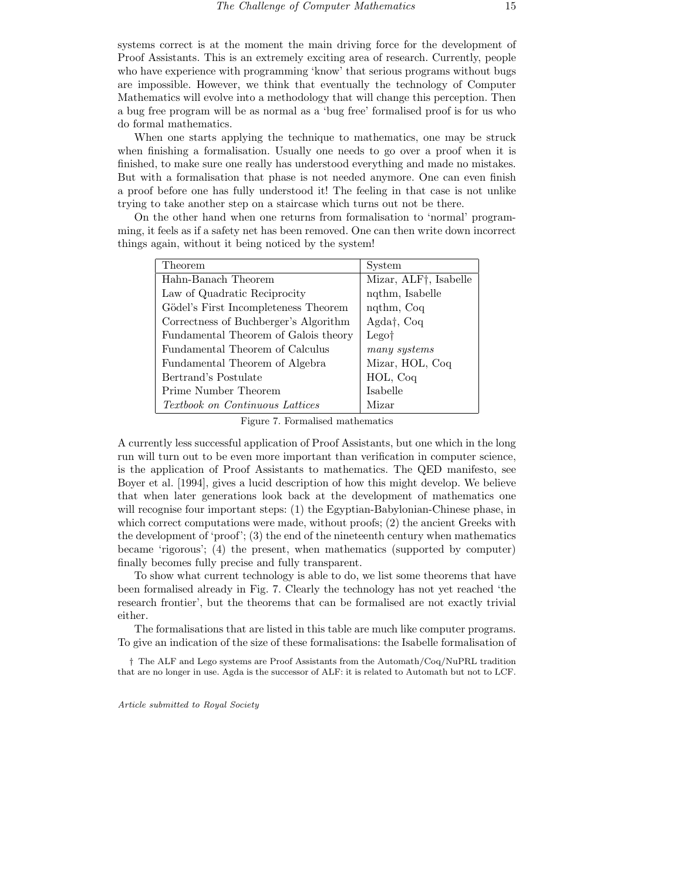systems correct is at the moment the main driving force for the development of Proof Assistants. This is an extremely exciting area of research. Currently, people who have experience with programming 'know' that serious programs without bugs are impossible. However, we think that eventually the technology of Computer Mathematics will evolve into a methodology that will change this perception. Then a bug free program will be as normal as a 'bug free' formalised proof is for us who do formal mathematics.

When one starts applying the technique to mathematics, one may be struck when finishing a formalisation. Usually one needs to go over a proof when it is finished, to make sure one really has understood everything and made no mistakes. But with a formalisation that phase is not needed anymore. One can even finish a proof before one has fully understood it! The feeling in that case is not unlike trying to take another step on a staircase which turns out not be there.

On the other hand when one returns from formalisation to 'normal' programming, it feels as if a safety net has been removed. One can then write down incorrect things again, without it being noticed by the system!

| Theorem | System |
|---|---|
| Hahn-Banach Theorem | Mizar, ALF†, Isabelle |
| Law of Quadratic Reciprocity | nqthm, Isabelle |
| Gödel's First Incompleteness Theorem | nqthm, Coq |
| Correctness of Buchberger's Algorithm | Agda†, Coq |
| Fundamental Theorem of Galois theory | Lego† |
| Fundamental Theorem of Calculus | *many systems* |
| Fundamental Theorem of Algebra | Mizar, HOL, Coq |
| Bertrand's Postulate | HOL, Coq |
| Prime Number Theorem | Isabelle |
| *Textbook on Continuous Lattices* | Mizar |

Figure 7. Formalised mathematics

A currently less successful application of Proof Assistants, but one which in the long run will turn out to be even more important than verification in computer science, is the application of Proof Assistants to mathematics. The QED manifesto, see Boyer et al. [1994], gives a lucid description of how this might develop. We believe that when later generations look back at the development of mathematics one will recognise four important steps: (1) the Egyptian-Babylonian-Chinese phase, in which correct computations were made, without proofs; (2) the ancient Greeks with the development of 'proof'; (3) the end of the nineteenth century when mathematics became 'rigorous'; (4) the present, when mathematics (supported by computer) finally becomes fully precise and fully transparent.

To show what current technology is able to do, we list some theorems that have been formalised already in Fig. 7. Clearly the technology has not yet reached 'the research frontier', but the theorems that can be formalised are not exactly trivial either.

The formalisations that are listed in this table are much like computer programs. To give an indication of the size of these formalisations: the Isabelle formalisation of

† The ALF and Lego systems are Proof Assistants from the Automath/Coq/NuPRL tradition that are no longer in use. Agda is the successor of ALF: it is related to Automath but not to LCF.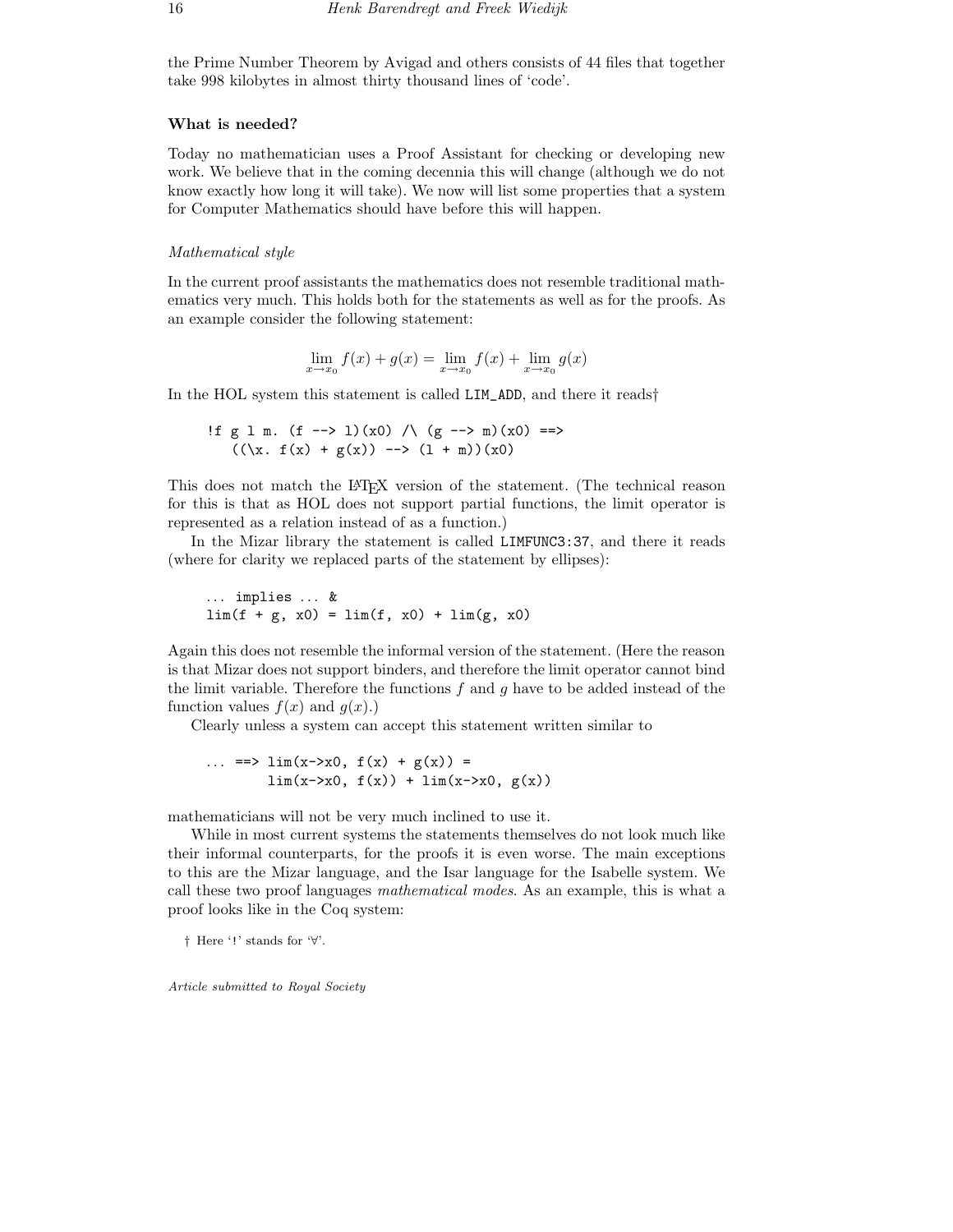the Prime Number Theorem by Avigad and others consists of 44 files that together take 998 kilobytes in almost thirty thousand lines of 'code'.

### What is needed?

Today no mathematician uses a Proof Assistant for checking or developing new work. We believe that in the coming decennia this will change (although we do not know exactly how long it will take). We now will list some properties that a system for Computer Mathematics should have before this will happen.

#### *Mathematical style*

In the current proof assistants the mathematics does not resemble traditional mathematics very much. This holds both for the statements as well as for the proofs. As an example consider the following statement:

$$\lim_{x \to x_0} f(x) + g(x) = \lim_{x \to x_0} f(x) + \lim_{x \to x_0} g(x)$$

In the HOL system this statement is called `LIM_ADD`, and there it reads†

```
!f g l m. (f --> l)(x0) /\ (g --> m)(x0) ==>
   ((\x. f(x) + g(x)) --> (l + m))(x0)
```

This does not match the LaTeX version of the statement. (The technical reason for this is that as HOL does not support partial functions, the limit operator is represented as a relation instead of as a function.)

In the Mizar library the statement is called `LIMFUNC3:37`, and there it reads (where for clarity we replaced parts of the statement by ellipses):

```
... implies ... &
lim(f + g, x0) = lim(f, x0) + lim(g, x0)
```

Again this does not resemble the informal version of the statement. (Here the reason is that Mizar does not support binders, and therefore the limit operator cannot bind the limit variable. Therefore the functions $f$ and $g$ have to be added instead of the function values $f(x)$ and $g(x)$.)

Clearly unless a system can accept this statement written similar to

```
... ==> lim(x->x0, f(x) + g(x)) =
        lim(x->x0, f(x)) + lim(x->x0, g(x))
```

mathematicians will not be very much inclined to use it.

While in most current systems the statements themselves do not look much like their informal counterparts, for the proofs it is even worse. The main exceptions to this are the Mizar language, and the Isar language for the Isabelle system. We call these two proof languages *mathematical modes*. As an example, this is what a proof looks like in the Coq system:

† Here '!' stands for '∀'.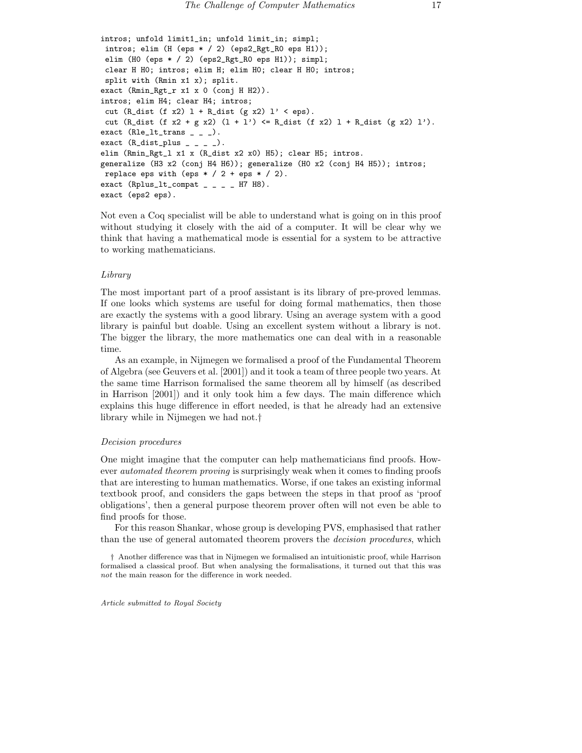```
intros; unfold limit1_in; unfold limit_in; simpl;
 intros; elim (H (eps * / 2) (eps2_Rgt_R0 eps H1));
 elim (H0 (eps * / 2) (eps2_Rgt_R0 eps H1)); simpl;
 clear H H0; intros; elim H; elim H0; clear H H0; intros;
 split with (Rmin x1 x); split.
exact (Rmin_Rgt_r x1 x 0 (conj H H2)).
intros; elim H4; clear H4; intros;
 cut (R_dist (f x2) l + R_dist (g x2) l' < eps).
 cut (R_dist (f x2 + g x2) (l + l') <= R_dist (f x2) l + R_dist (g x2) l').
exact (Rle_lt_trans _ _ _).
exact (R_dist_plus _ _ _ _).
elim (Rmin_Rgt_l x1 x (R_dist x2 x0) H5); clear H5; intros.
generalize (H3 x2 (conj H4 H6)); generalize (H0 x2 (conj H4 H5)); intros;
 replace eps with (eps * / 2 + eps * / 2).
exact (Rplus_lt_compat _ _ _ _ H7 H8).
exact (eps2 eps).
```

Not even a Coq specialist will be able to understand what is going on in this proof without studying it closely with the aid of a computer. It will be clear why we think that having a mathematical mode is essential for a system to be attractive to working mathematicians.

*Library*

The most important part of a proof assistant is its library of pre-proved lemmas. If one looks which systems are useful for doing formal mathematics, then those are exactly the systems with a good library. Using an average system with a good library is painful but doable. Using an excellent system without a library is not. The bigger the library, the more mathematics one can deal with in a reasonable time.

As an example, in Nijmegen we formalised a proof of the Fundamental Theorem of Algebra (see Geuvers et al. [2001]) and it took a team of three people two years. At the same time Harrison formalised the same theorem all by himself (as described in Harrison [2001]) and it only took him a few days. The main difference which explains this huge difference in effort needed, is that he already had an extensive library while in Nijmegen we had not.†

*Decision procedures*

One might imagine that the computer can help mathematicians find proofs. However *automated theorem proving* is surprisingly weak when it comes to finding proofs that are interesting to human mathematics. Worse, if one takes an existing informal textbook proof, and considers the gaps between the steps in that proof as 'proof obligations', then a general purpose theorem prover often will not even be able to find proofs for those.

For this reason Shankar, whose group is developing PVS, emphasised that rather than the use of general automated theorem provers the *decision procedures*, which

† Another difference was that in Nijmegen we formalised an intuitionistic proof, while Harrison formalised a classical proof. But when analysing the formalisations, it turned out that this was *not* the main reason for the difference in work needed.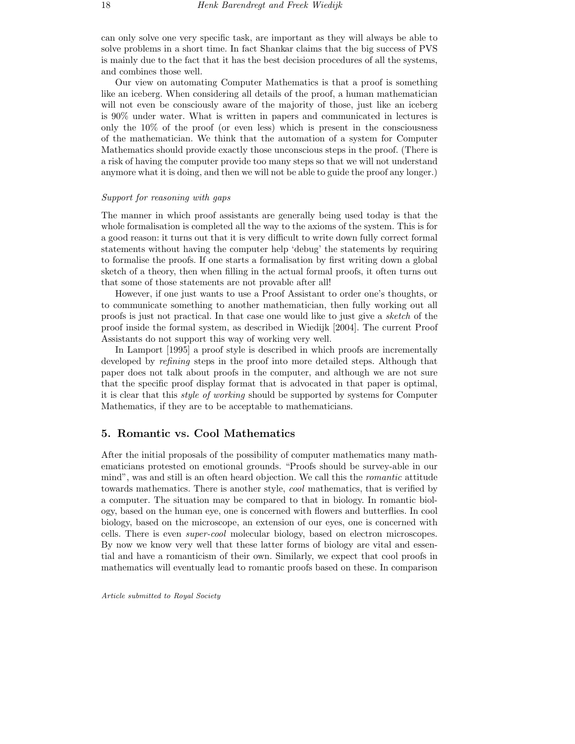can only solve one very specific task, are important as they will always be able to solve problems in a short time. In fact Shankar claims that the big success of PVS is mainly due to the fact that it has the best decision procedures of all the systems, and combines those well.

Our view on automating Computer Mathematics is that a proof is something like an iceberg. When considering all details of the proof, a human mathematician will not even be consciously aware of the majority of those, just like an iceberg is 90% under water. What is written in papers and communicated in lectures is only the 10% of the proof (or even less) which is present in the consciousness of the mathematician. We think that the automation of a system for Computer Mathematics should provide exactly those unconscious steps in the proof. (There is a risk of having the computer provide too many steps so that we will not understand anymore what it is doing, and then we will not be able to guide the proof any longer.)

*Support for reasoning with gaps*

The manner in which proof assistants are generally being used today is that the whole formalisation is completed all the way to the axioms of the system. This is for a good reason: it turns out that it is very difficult to write down fully correct formal statements without having the computer help 'debug' the statements by requiring to formalise the proofs. If one starts a formalisation by first writing down a global sketch of a theory, then when filling in the actual formal proofs, it often turns out that some of those statements are not provable after all!

However, if one just wants to use a Proof Assistant to order one's thoughts, or to communicate something to another mathematician, then fully working out all proofs is just not practical. In that case one would like to just give a *sketch* of the proof inside the formal system, as described in Wiedijk [2004]. The current Proof Assistants do not support this way of working very well.

In Lamport [1995] a proof style is described in which proofs are incrementally developed by *refining* steps in the proof into more detailed steps. Although that paper does not talk about proofs in the computer, and although we are not sure that the specific proof display format that is advocated in that paper is optimal, it is clear that this *style of working* should be supported by systems for Computer Mathematics, if they are to be acceptable to mathematicians.

## 5. Romantic vs. Cool Mathematics

After the initial proposals of the possibility of computer mathematics many mathematicians protested on emotional grounds. "Proofs should be survey-able in our mind", was and still is an often heard objection. We call this the *romantic* attitude towards mathematics. There is another style, *cool* mathematics, that is verified by a computer. The situation may be compared to that in biology. In romantic biology, based on the human eye, one is concerned with flowers and butterflies. In cool biology, based on the microscope, an extension of our eyes, one is concerned with cells. There is even *super-cool* molecular biology, based on electron microscopes. By now we know very well that these latter forms of biology are vital and essential and have a romanticism of their own. Similarly, we expect that cool proofs in mathematics will eventually lead to romantic proofs based on these. In comparison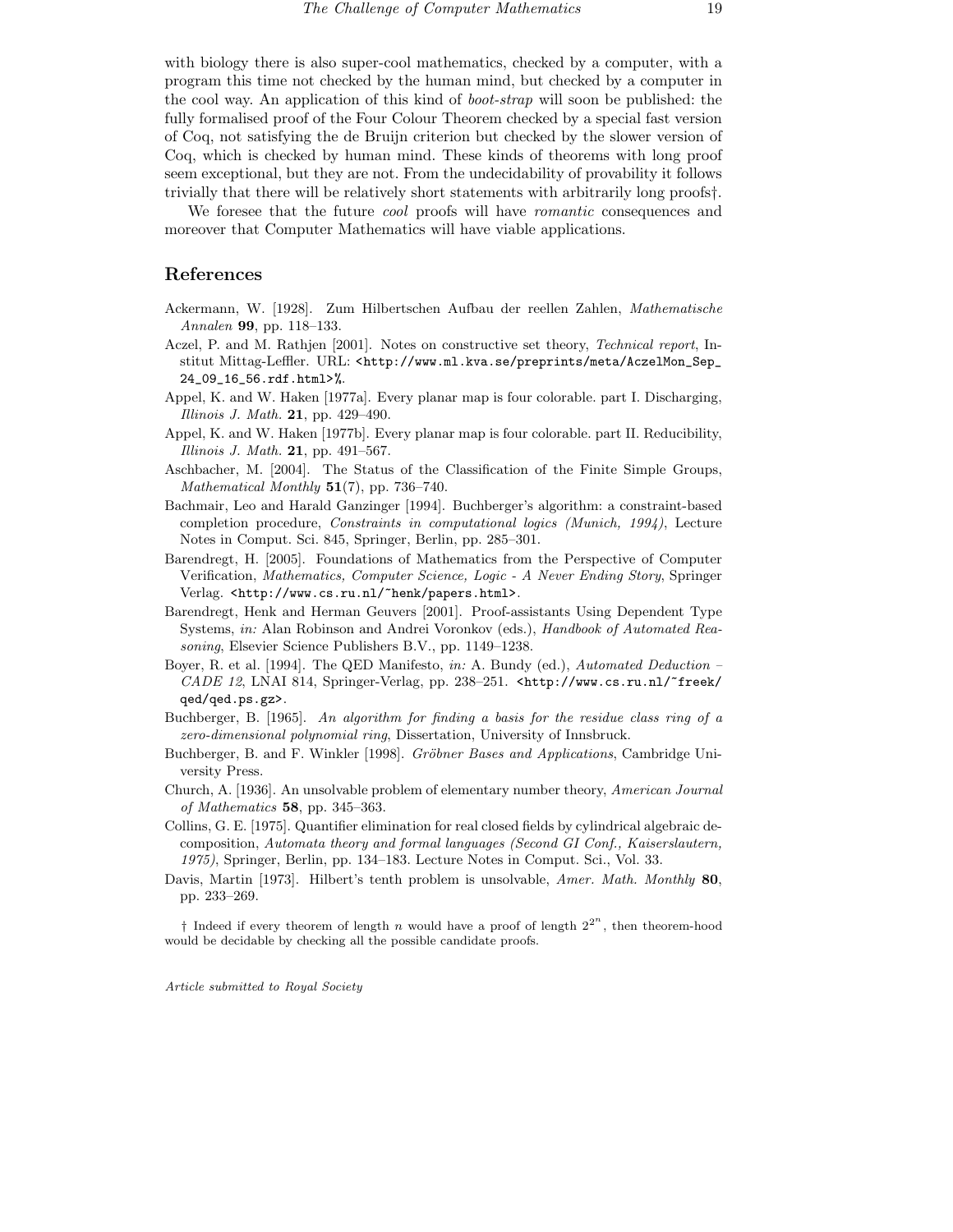with biology there is also super-cool mathematics, checked by a computer, with a program this time not checked by the human mind, but checked by a computer in the cool way. An application of this kind of *boot-strap* will soon be published: the fully formalised proof of the Four Colour Theorem checked by a special fast version of Coq, not satisfying the de Bruijn criterion but checked by the slower version of Coq, which is checked by human mind. These kinds of theorems with long proof seem exceptional, but they are not. From the undecidability of provability it follows trivially that there will be relatively short statements with arbitrarily long proofs†.

We foresee that the future *cool* proofs will have *romantic* consequences and moreover that Computer Mathematics will have viable applications.

## References

Ackermann, W. [1928]. Zum Hilbertschen Aufbau der reellen Zahlen, *Mathematische Annalen* **99**, pp. 118–133.

Aczel, P. and M. Rathjen [2001]. Notes on constructive set theory, *Technical report*, Institut Mittag-Leffler. URL: `<http://www.ml.kva.se/preprints/meta/AczelMon_Sep_24_09_16_56.rdf.html>%`.

Appel, K. and W. Haken [1977a]. Every planar map is four colorable. part I. Discharging, *Illinois J. Math.* **21**, pp. 429–490.

Appel, K. and W. Haken [1977b]. Every planar map is four colorable. part II. Reducibility, *Illinois J. Math.* **21**, pp. 491–567.

Aschbacher, M. [2004]. The Status of the Classification of the Finite Simple Groups, *Mathematical Monthly* **51**(7), pp. 736–740.

Bachmair, Leo and Harald Ganzinger [1994]. Buchberger's algorithm: a constraint-based completion procedure, *Constraints in computational logics (Munich, 1994)*, Lecture Notes in Comput. Sci. 845, Springer, Berlin, pp. 285–301.

Barendregt, H. [2005]. Foundations of Mathematics from the Perspective of Computer Verification, *Mathematics, Computer Science, Logic - A Never Ending Story*, Springer Verlag. `<http://www.cs.ru.nl/~henk/papers.html>`.

Barendregt, Henk and Herman Geuvers [2001]. Proof-assistants Using Dependent Type Systems, *in:* Alan Robinson and Andrei Voronkov (eds.), *Handbook of Automated Reasoning*, Elsevier Science Publishers B.V., pp. 1149–1238.

Boyer, R. et al. [1994]. The QED Manifesto, *in:* A. Bundy (ed.), *Automated Deduction – CADE 12*, LNAI 814, Springer-Verlag, pp. 238–251. `<http://www.cs.ru.nl/~freek/qed/qed.ps.gz>`.

Buchberger, B. [1965]. *An algorithm for finding a basis for the residue class ring of a zero-dimensional polynomial ring*, Dissertation, University of Innsbruck.

Buchberger, B. and F. Winkler [1998]. *Gröbner Bases and Applications*, Cambridge University Press.

Church, A. [1936]. An unsolvable problem of elementary number theory, *American Journal of Mathematics* **58**, pp. 345–363.

Collins, G. E. [1975]. Quantifier elimination for real closed fields by cylindrical algebraic decomposition, *Automata theory and formal languages (Second GI Conf., Kaiserslautern, 1975)*, Springer, Berlin, pp. 134–183. Lecture Notes in Comput. Sci., Vol. 33.

Davis, Martin [1973]. Hilbert's tenth problem is unsolvable, *Amer. Math. Monthly* **80**, pp. 233–269.

† Indeed if every theorem of length $n$ would have a proof of length $2^{2^n}$, then theorem-hood would be decidable by checking all the possible candidate proofs.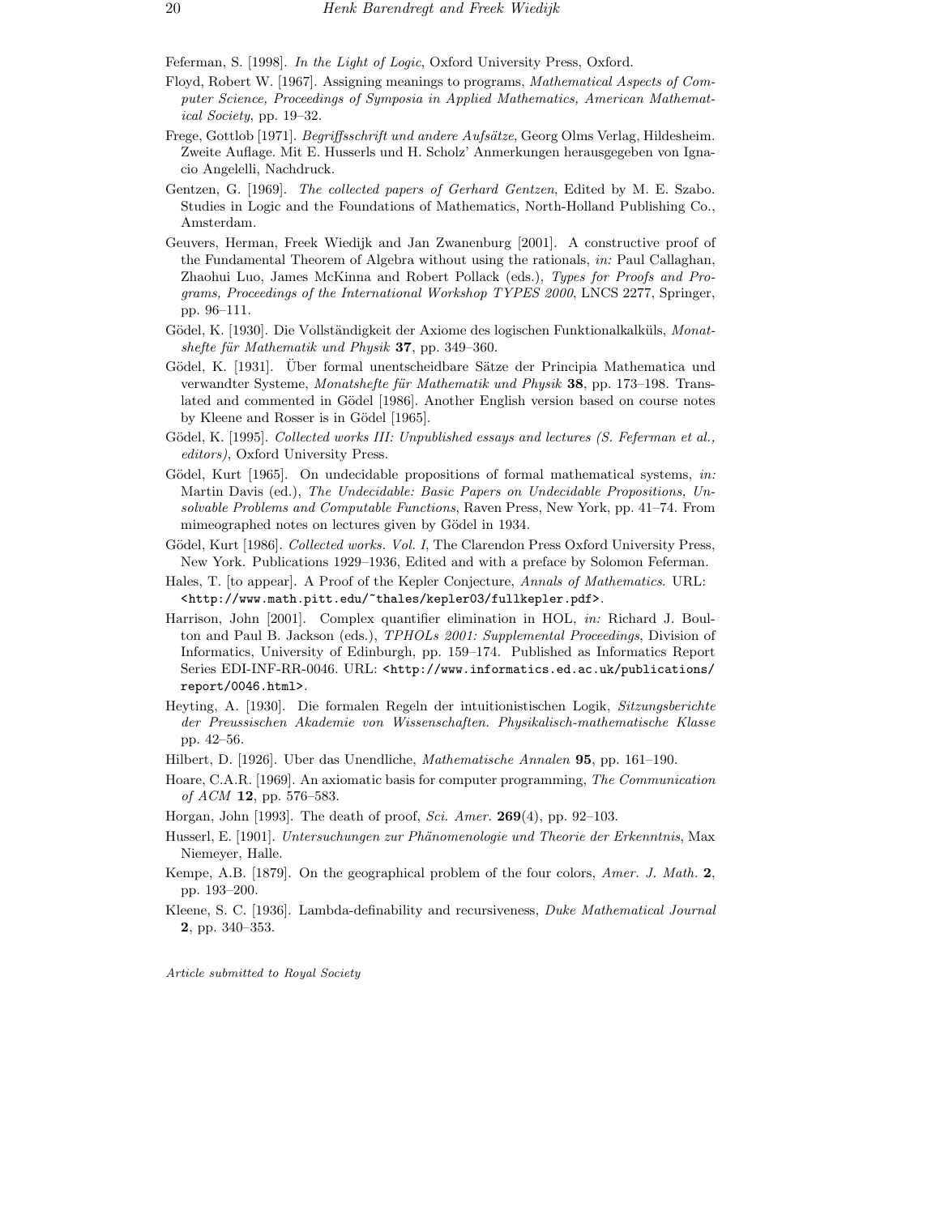Feferman, S. [1998]. *In the Light of Logic*, Oxford University Press, Oxford.

Floyd, Robert W. [1967]. Assigning meanings to programs, *Mathematical Aspects of Computer Science, Proceedings of Symposia in Applied Mathematics, American Mathematical Society*, pp. 19–32.

Frege, Gottlob [1971]. *Begriffsschrift und andere Aufsätze*, Georg Olms Verlag, Hildesheim. Zweite Auflage. Mit E. Husserls und H. Scholz' Anmerkungen herausgegeben von Ignacio Angelelli, Nachdruck.

Gentzen, G. [1969]. *The collected papers of Gerhard Gentzen*, Edited by M. E. Szabo. Studies in Logic and the Foundations of Mathematics, North-Holland Publishing Co., Amsterdam.

Geuvers, Herman, Freek Wiedijk and Jan Zwanenburg [2001]. A constructive proof of the Fundamental Theorem of Algebra without using the rationals, *in:* Paul Callaghan, Zhaohui Luo, James McKinna and Robert Pollack (eds.), *Types for Proofs and Programs, Proceedings of the International Workshop TYPES 2000*, LNCS 2277, Springer, pp. 96–111.

Gödel, K. [1930]. Die Vollständigkeit der Axiome des logischen Funktionalkalküls, *Monatshefte für Mathematik und Physik* **37**, pp. 349–360.

Gödel, K. [1931]. Über formal unentscheidbare Sätze der Principia Mathematica und verwandter Systeme, *Monatshefte für Mathematik und Physik* **38**, pp. 173–198. Translated and commented in Gödel [1986]. Another English version based on course notes by Kleene and Rosser is in Gödel [1965].

Gödel, K. [1995]. *Collected works III: Unpublished essays and lectures (S. Feferman et al., editors)*, Oxford University Press.

Gödel, Kurt [1965]. On undecidable propositions of formal mathematical systems, *in:* Martin Davis (ed.), *The Undecidable: Basic Papers on Undecidable Propositions, Unsolvable Problems and Computable Functions*, Raven Press, New York, pp. 41–74. From mimeographed notes on lectures given by Gödel in 1934.

Gödel, Kurt [1986]. *Collected works. Vol. I*, The Clarendon Press Oxford University Press, New York. Publications 1929–1936, Edited and with a preface by Solomon Feferman.

Hales, T. [to appear]. A Proof of the Kepler Conjecture, *Annals of Mathematics*. URL: `<http://www.math.pitt.edu/~thales/kepler03/fullkepler.pdf>`.

Harrison, John [2001]. Complex quantifier elimination in HOL, *in:* Richard J. Boulton and Paul B. Jackson (eds.), *TPHOLs 2001: Supplemental Proceedings*, Division of Informatics, University of Edinburgh, pp. 159–174. Published as Informatics Report Series EDI-INF-RR-0046. URL: `<http://www.informatics.ed.ac.uk/publications/report/0046.html>`.

Heyting, A. [1930]. Die formalen Regeln der intuitionistischen Logik, *Sitzungsberichte der Preussischen Akademie von Wissenschaften. Physikalisch-mathematische Klasse* pp. 42–56.

Hilbert, D. [1926]. Uber das Unendliche, *Mathematische Annalen* **95**, pp. 161–190.

Hoare, C.A.R. [1969]. An axiomatic basis for computer programming, *The Communication of ACM* **12**, pp. 576–583.

Horgan, John [1993]. The death of proof, *Sci. Amer.* **269**(4), pp. 92–103.

Husserl, E. [1901]. *Untersuchungen zur Phänomenologie und Theorie der Erkenntnis*, Max Niemeyer, Halle.

Kempe, A.B. [1879]. On the geographical problem of the four colors, *Amer. J. Math.* **2**, pp. 193–200.

Kleene, S. C. [1936]. Lambda-definability and recursiveness, *Duke Mathematical Journal* **2**, pp. 340–353.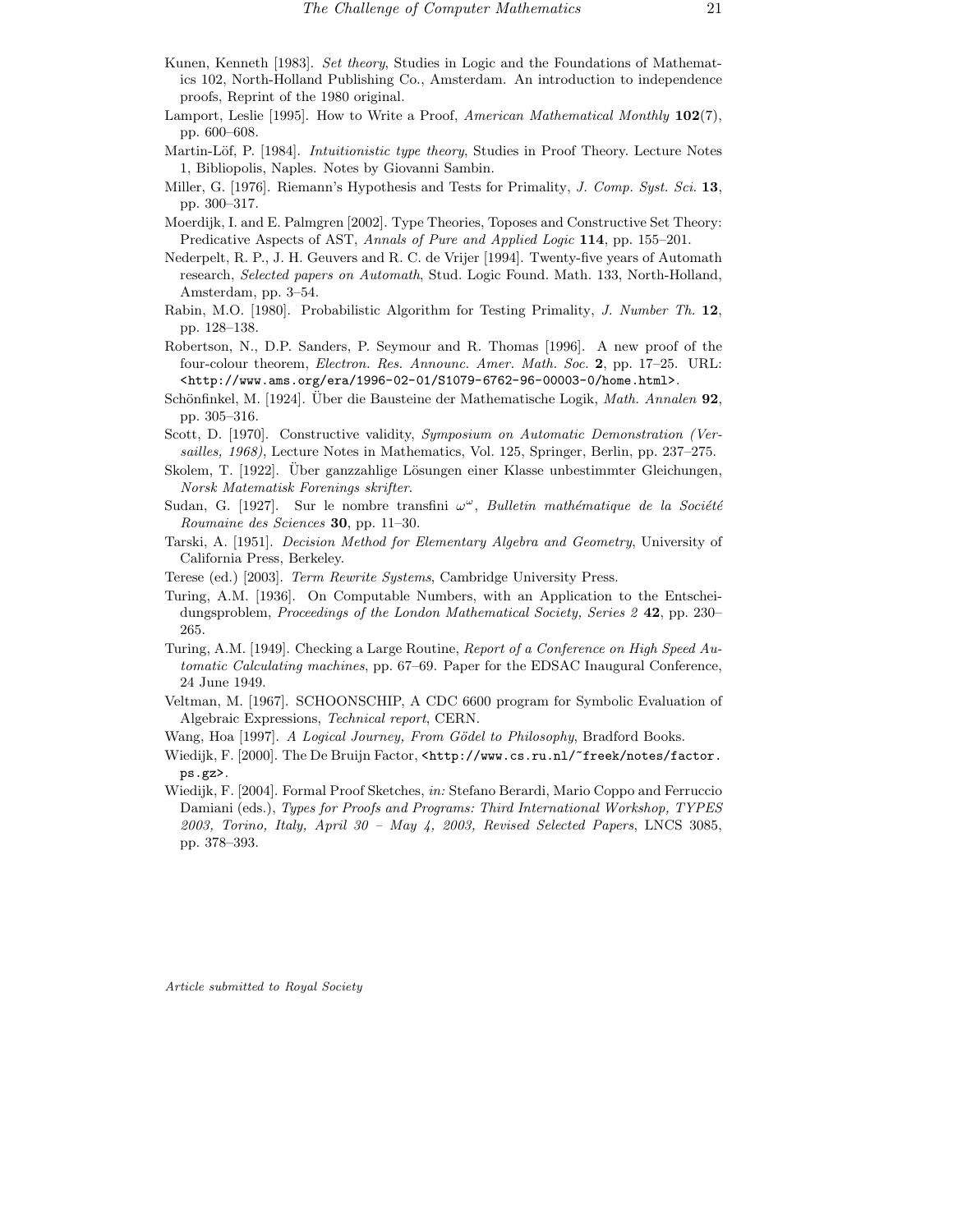Kunen, Kenneth [1983]. *Set theory*, Studies in Logic and the Foundations of Mathematics 102, North-Holland Publishing Co., Amsterdam. An introduction to independence proofs, Reprint of the 1980 original.

Lamport, Leslie [1995]. How to Write a Proof, *American Mathematical Monthly* **102**(7), pp. 600–608.

Martin-Löf, P. [1984]. *Intuitionistic type theory*, Studies in Proof Theory. Lecture Notes 1, Bibliopolis, Naples. Notes by Giovanni Sambin.

Miller, G. [1976]. Riemann's Hypothesis and Tests for Primality, *J. Comp. Syst. Sci.* **13**, pp. 300–317.

Moerdijk, I. and E. Palmgren [2002]. Type Theories, Toposes and Constructive Set Theory: Predicative Aspects of AST, *Annals of Pure and Applied Logic* **114**, pp. 155–201.

Nederpelt, R. P., J. H. Geuvers and R. C. de Vrijer [1994]. Twenty-five years of Automath research, *Selected papers on Automath*, Stud. Logic Found. Math. 133, North-Holland, Amsterdam, pp. 3–54.

Rabin, M.O. [1980]. Probabilistic Algorithm for Testing Primality, *J. Number Th.* **12**, pp. 128–138.

Robertson, N., D.P. Sanders, P. Seymour and R. Thomas [1996]. A new proof of the four-colour theorem, *Electron. Res. Announc. Amer. Math. Soc.* **2**, pp. 17–25. URL: `<http://www.ams.org/era/1996-02-01/S1079-6762-96-00003-0/home.html>`.

Schönfinkel, M. [1924]. Über die Bausteine der Mathematische Logik, *Math. Annalen* **92**, pp. 305–316.

Scott, D. [1970]. Constructive validity, *Symposium on Automatic Demonstration (Versailles, 1968)*, Lecture Notes in Mathematics, Vol. 125, Springer, Berlin, pp. 237–275.

Skolem, T. [1922]. Über ganzzahlige Lösungen einer Klasse unbestimmter Gleichungen, *Norsk Matematisk Forenings skrifter*.

Sudan, G. [1927]. Sur le nombre transfini $\omega^{\omega}$, *Bulletin mathématique de la Société Roumaine des Sciences* **30**, pp. 11–30.

Tarski, A. [1951]. *Decision Method for Elementary Algebra and Geometry*, University of California Press, Berkeley.

Terese (ed.) [2003]. *Term Rewrite Systems*, Cambridge University Press.

Turing, A.M. [1936]. On Computable Numbers, with an Application to the Entscheidungsproblem, *Proceedings of the London Mathematical Society, Series 2* **42**, pp. 230–265.

Turing, A.M. [1949]. Checking a Large Routine, *Report of a Conference on High Speed Automatic Calculating machines*, pp. 67–69. Paper for the EDSAC Inaugural Conference, 24 June 1949.

Veltman, M. [1967]. SCHOONSCHIP, A CDC 6600 program for Symbolic Evaluation of Algebraic Expressions, *Technical report*, CERN.

Wang, Hoa [1997]. *A Logical Journey, From Gödel to Philosophy*, Bradford Books.

Wiedijk, F. [2000]. The De Bruijn Factor, `<http://www.cs.ru.nl/~freek/notes/factor.ps.gz>`.

Wiedijk, F. [2004]. Formal Proof Sketches, *in:* Stefano Berardi, Mario Coppo and Ferruccio Damiani (eds.), *Types for Proofs and Programs: Third International Workshop, TYPES 2003, Torino, Italy, April 30 – May 4, 2003, Revised Selected Papers*, LNCS 3085, pp. 378–393.